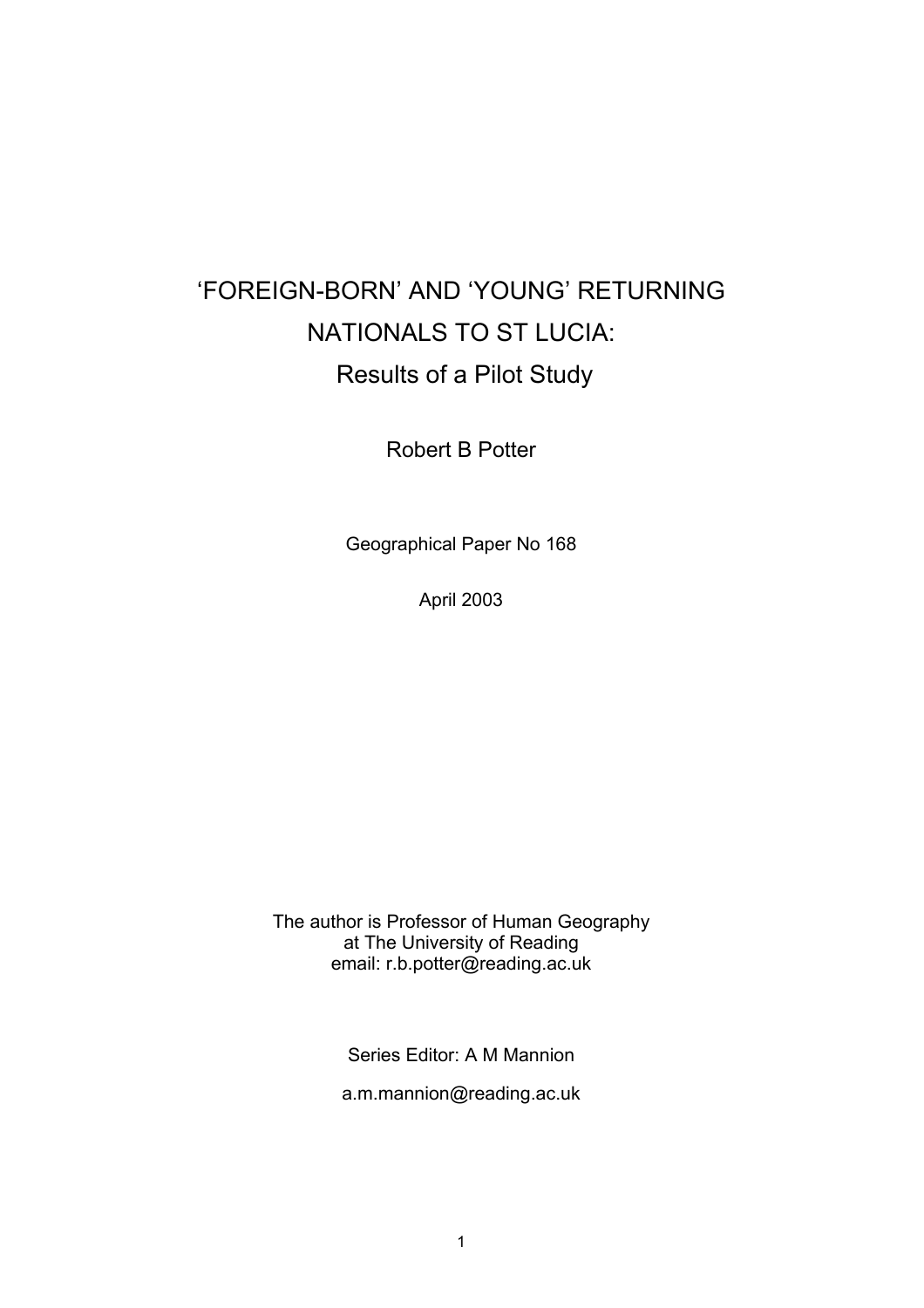# 'FOREIGN-BORN' AND 'YOUNG' RETURNING NATIONALS TO ST LUCIA:

## Results of a Pilot Study

Robert B Potter

Geographical Paper No 168

April 2003

The author is Professor of Human Geography
at The University of Reading
email: r.b.potter@reading.ac.uk

Series Editor: A M Mannion

a.m.mannion@reading.ac.uk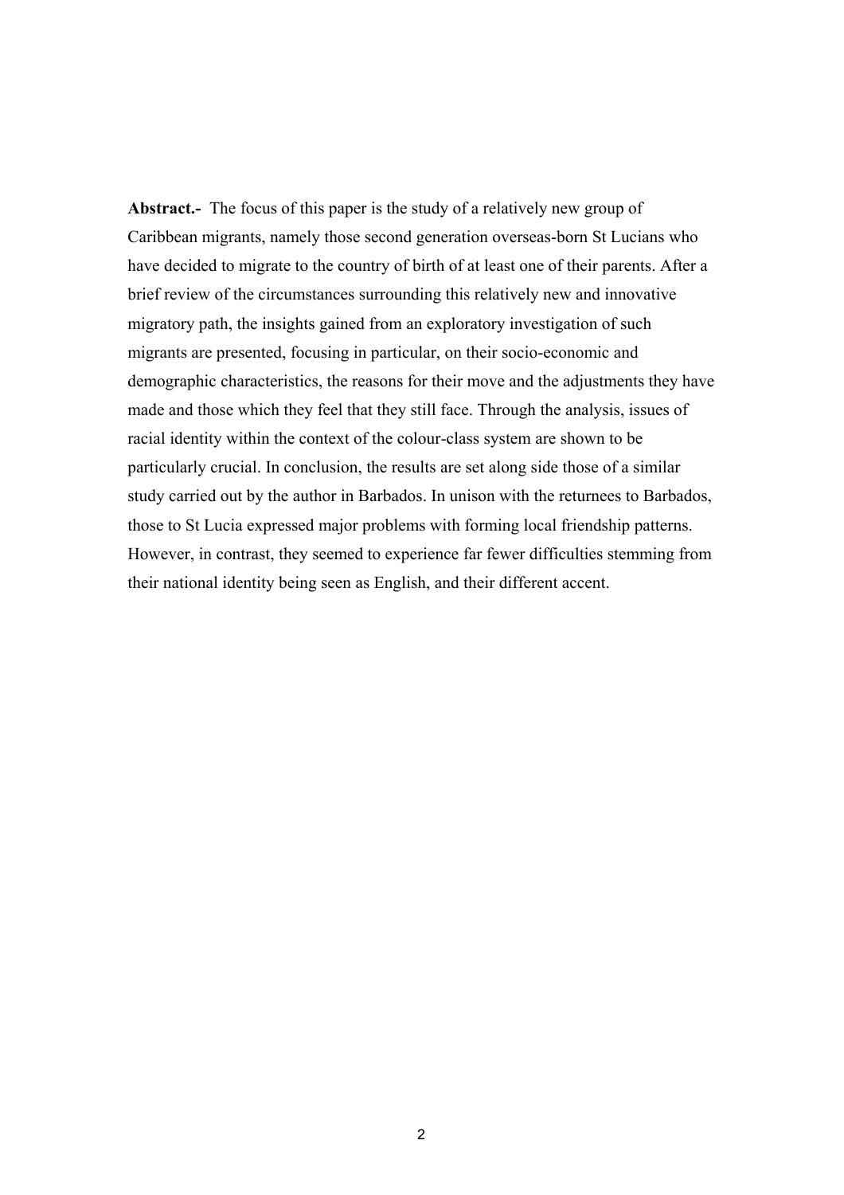**Abstract.-** The focus of this paper is the study of a relatively new group of Caribbean migrants, namely those second generation overseas-born St Lucians who have decided to migrate to the country of birth of at least one of their parents. After a brief review of the circumstances surrounding this relatively new and innovative migratory path, the insights gained from an exploratory investigation of such migrants are presented, focusing in particular, on their socio-economic and demographic characteristics, the reasons for their move and the adjustments they have made and those which they feel that they still face. Through the analysis, issues of racial identity within the context of the colour-class system are shown to be particularly crucial. In conclusion, the results are set along side those of a similar study carried out by the author in Barbados. In unison with the returnees to Barbados, those to St Lucia expressed major problems with forming local friendship patterns. However, in contrast, they seemed to experience far fewer difficulties stemming from their national identity being seen as English, and their different accent.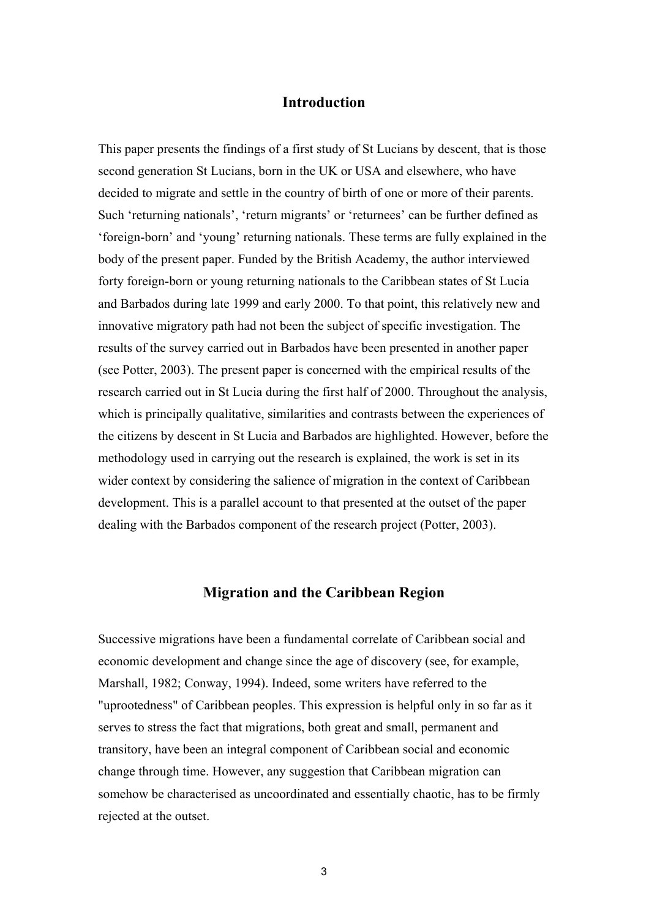## Introduction

This paper presents the findings of a first study of St Lucians by descent, that is those second generation St Lucians, born in the UK or USA and elsewhere, who have decided to migrate and settle in the country of birth of one or more of their parents. Such 'returning nationals', 'return migrants' or 'returnees' can be further defined as 'foreign-born' and 'young' returning nationals. These terms are fully explained in the body of the present paper. Funded by the British Academy, the author interviewed forty foreign-born or young returning nationals to the Caribbean states of St Lucia and Barbados during late 1999 and early 2000. To that point, this relatively new and innovative migratory path had not been the subject of specific investigation. The results of the survey carried out in Barbados have been presented in another paper (see Potter, 2003). The present paper is concerned with the empirical results of the research carried out in St Lucia during the first half of 2000. Throughout the analysis, which is principally qualitative, similarities and contrasts between the experiences of the citizens by descent in St Lucia and Barbados are highlighted. However, before the methodology used in carrying out the research is explained, the work is set in its wider context by considering the salience of migration in the context of Caribbean development. This is a parallel account to that presented at the outset of the paper dealing with the Barbados component of the research project (Potter, 2003).

## Migration and the Caribbean Region

Successive migrations have been a fundamental correlate of Caribbean social and economic development and change since the age of discovery (see, for example, Marshall, 1982; Conway, 1994). Indeed, some writers have referred to the "uprootedness" of Caribbean peoples. This expression is helpful only in so far as it serves to stress the fact that migrations, both great and small, permanent and transitory, have been an integral component of Caribbean social and economic change through time. However, any suggestion that Caribbean migration can somehow be characterised as uncoordinated and essentially chaotic, has to be firmly rejected at the outset.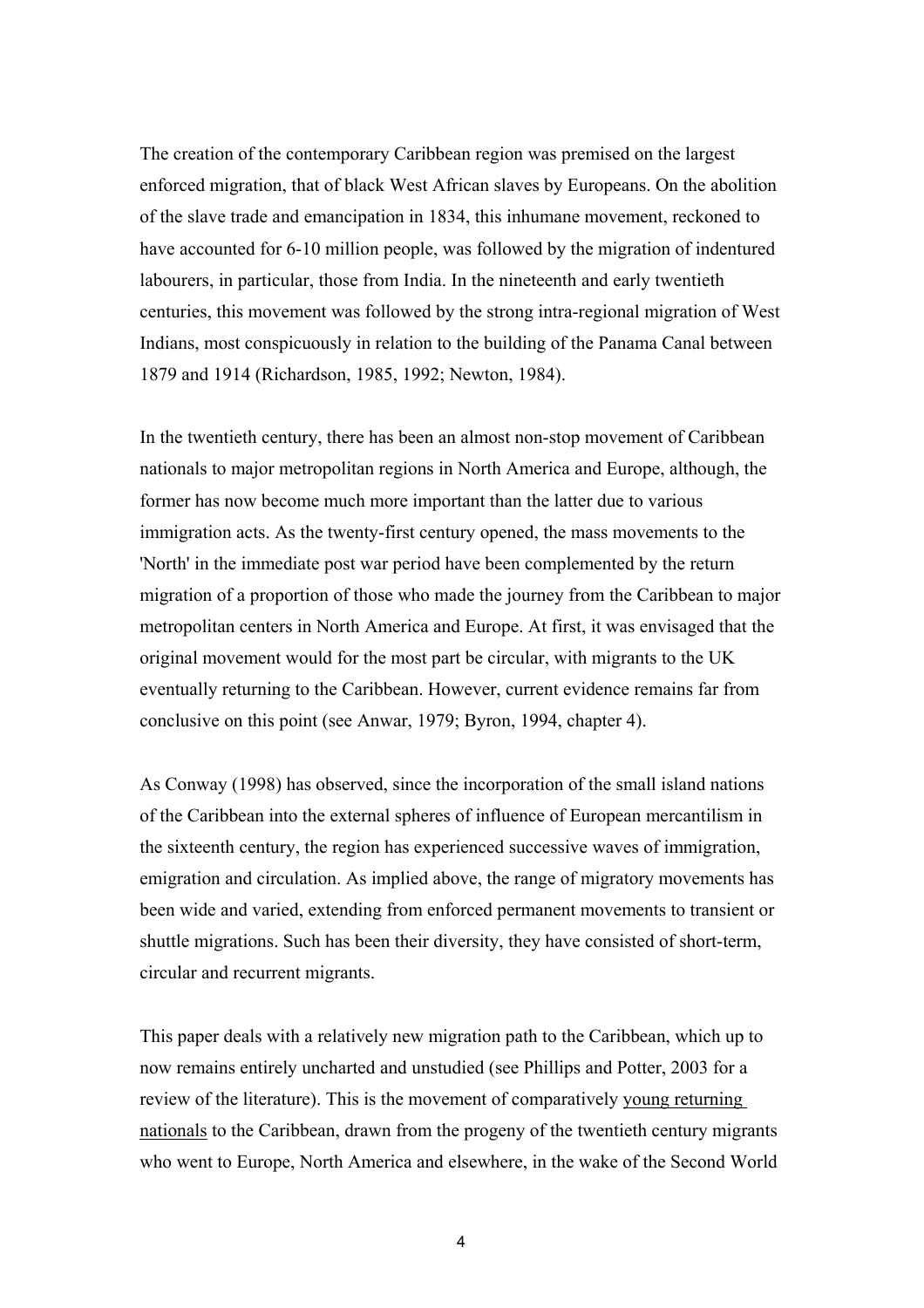The creation of the contemporary Caribbean region was premised on the largest enforced migration, that of black West African slaves by Europeans. On the abolition of the slave trade and emancipation in 1834, this inhumane movement, reckoned to have accounted for 6-10 million people, was followed by the migration of indentured labourers, in particular, those from India. In the nineteenth and early twentieth centuries, this movement was followed by the strong intra-regional migration of West Indians, most conspicuously in relation to the building of the Panama Canal between 1879 and 1914 (Richardson, 1985, 1992; Newton, 1984).

In the twentieth century, there has been an almost non-stop movement of Caribbean nationals to major metropolitan regions in North America and Europe, although, the former has now become much more important than the latter due to various immigration acts. As the twenty-first century opened, the mass movements to the 'North' in the immediate post war period have been complemented by the return migration of a proportion of those who made the journey from the Caribbean to major metropolitan centers in North America and Europe. At first, it was envisaged that the original movement would for the most part be circular, with migrants to the UK eventually returning to the Caribbean. However, current evidence remains far from conclusive on this point (see Anwar, 1979; Byron, 1994, chapter 4).

As Conway (1998) has observed, since the incorporation of the small island nations of the Caribbean into the external spheres of influence of European mercantilism in the sixteenth century, the region has experienced successive waves of immigration, emigration and circulation. As implied above, the range of migratory movements has been wide and varied, extending from enforced permanent movements to transient or shuttle migrations. Such has been their diversity, they have consisted of short-term, circular and recurrent migrants.

This paper deals with a relatively new migration path to the Caribbean, which up to now remains entirely uncharted and unstudied (see Phillips and Potter, 2003 for a review of the literature). This is the movement of comparatively young returning nationals to the Caribbean, drawn from the progeny of the twentieth century migrants who went to Europe, North America and elsewhere, in the wake of the Second World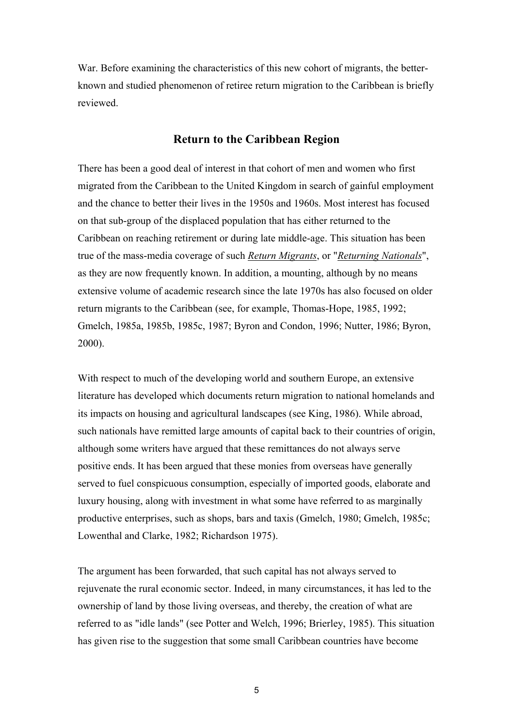War. Before examining the characteristics of this new cohort of migrants, the better-known and studied phenomenon of retiree return migration to the Caribbean is briefly reviewed.

## Return to the Caribbean Region

There has been a good deal of interest in that cohort of men and women who first migrated from the Caribbean to the United Kingdom in search of gainful employment and the chance to better their lives in the 1950s and 1960s. Most interest has focused on that sub-group of the displaced population that has either returned to the Caribbean on reaching retirement or during late middle-age. This situation has been true of the mass-media coverage of such <u>*Return Migrants*</u>, or "<u>*Returning Nationals*</u>", as they are now frequently known. In addition, a mounting, although by no means extensive volume of academic research since the late 1970s has also focused on older return migrants to the Caribbean (see, for example, Thomas-Hope, 1985, 1992; Gmelch, 1985a, 1985b, 1985c, 1987; Byron and Condon, 1996; Nutter, 1986; Byron, 2000).

With respect to much of the developing world and southern Europe, an extensive literature has developed which documents return migration to national homelands and its impacts on housing and agricultural landscapes (see King, 1986). While abroad, such nationals have remitted large amounts of capital back to their countries of origin, although some writers have argued that these remittances do not always serve positive ends. It has been argued that these monies from overseas have generally served to fuel conspicuous consumption, especially of imported goods, elaborate and luxury housing, along with investment in what some have referred to as marginally productive enterprises, such as shops, bars and taxis (Gmelch, 1980; Gmelch, 1985c; Lowenthal and Clarke, 1982; Richardson 1975).

The argument has been forwarded, that such capital has not always served to rejuvenate the rural economic sector. Indeed, in many circumstances, it has led to the ownership of land by those living overseas, and thereby, the creation of what are referred to as "idle lands" (see Potter and Welch, 1996; Brierley, 1985). This situation has given rise to the suggestion that some small Caribbean countries have become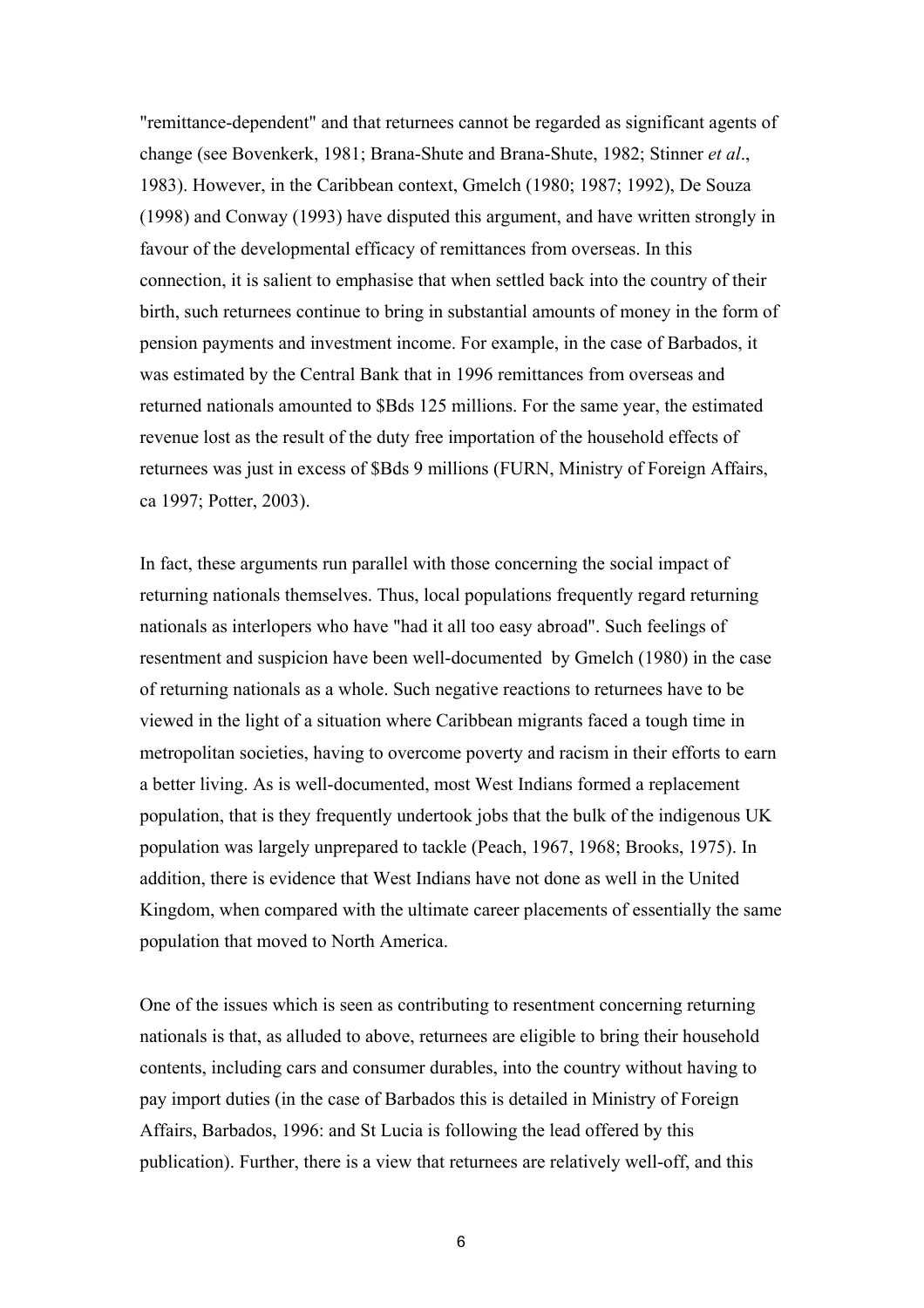"remittance-dependent" and that returnees cannot be regarded as significant agents of change (see Bovenkerk, 1981; Brana-Shute and Brana-Shute, 1982; Stinner *et al*., 1983). However, in the Caribbean context, Gmelch (1980; 1987; 1992), De Souza (1998) and Conway (1993) have disputed this argument, and have written strongly in favour of the developmental efficacy of remittances from overseas. In this connection, it is salient to emphasise that when settled back into the country of their birth, such returnees continue to bring in substantial amounts of money in the form of pension payments and investment income. For example, in the case of Barbados, it was estimated by the Central Bank that in 1996 remittances from overseas and returned nationals amounted to $Bds 125 millions. For the same year, the estimated revenue lost as the result of the duty free importation of the household effects of returnees was just in excess of $Bds 9 millions (FURN, Ministry of Foreign Affairs, ca 1997; Potter, 2003).

In fact, these arguments run parallel with those concerning the social impact of returning nationals themselves. Thus, local populations frequently regard returning nationals as interlopers who have "had it all too easy abroad". Such feelings of resentment and suspicion have been well-documented by Gmelch (1980) in the case of returning nationals as a whole. Such negative reactions to returnees have to be viewed in the light of a situation where Caribbean migrants faced a tough time in metropolitan societies, having to overcome poverty and racism in their efforts to earn a better living. As is well-documented, most West Indians formed a replacement population, that is they frequently undertook jobs that the bulk of the indigenous UK population was largely unprepared to tackle (Peach, 1967, 1968; Brooks, 1975). In addition, there is evidence that West Indians have not done as well in the United Kingdom, when compared with the ultimate career placements of essentially the same population that moved to North America.

One of the issues which is seen as contributing to resentment concerning returning nationals is that, as alluded to above, returnees are eligible to bring their household contents, including cars and consumer durables, into the country without having to pay import duties (in the case of Barbados this is detailed in Ministry of Foreign Affairs, Barbados, 1996: and St Lucia is following the lead offered by this publication). Further, there is a view that returnees are relatively well-off, and this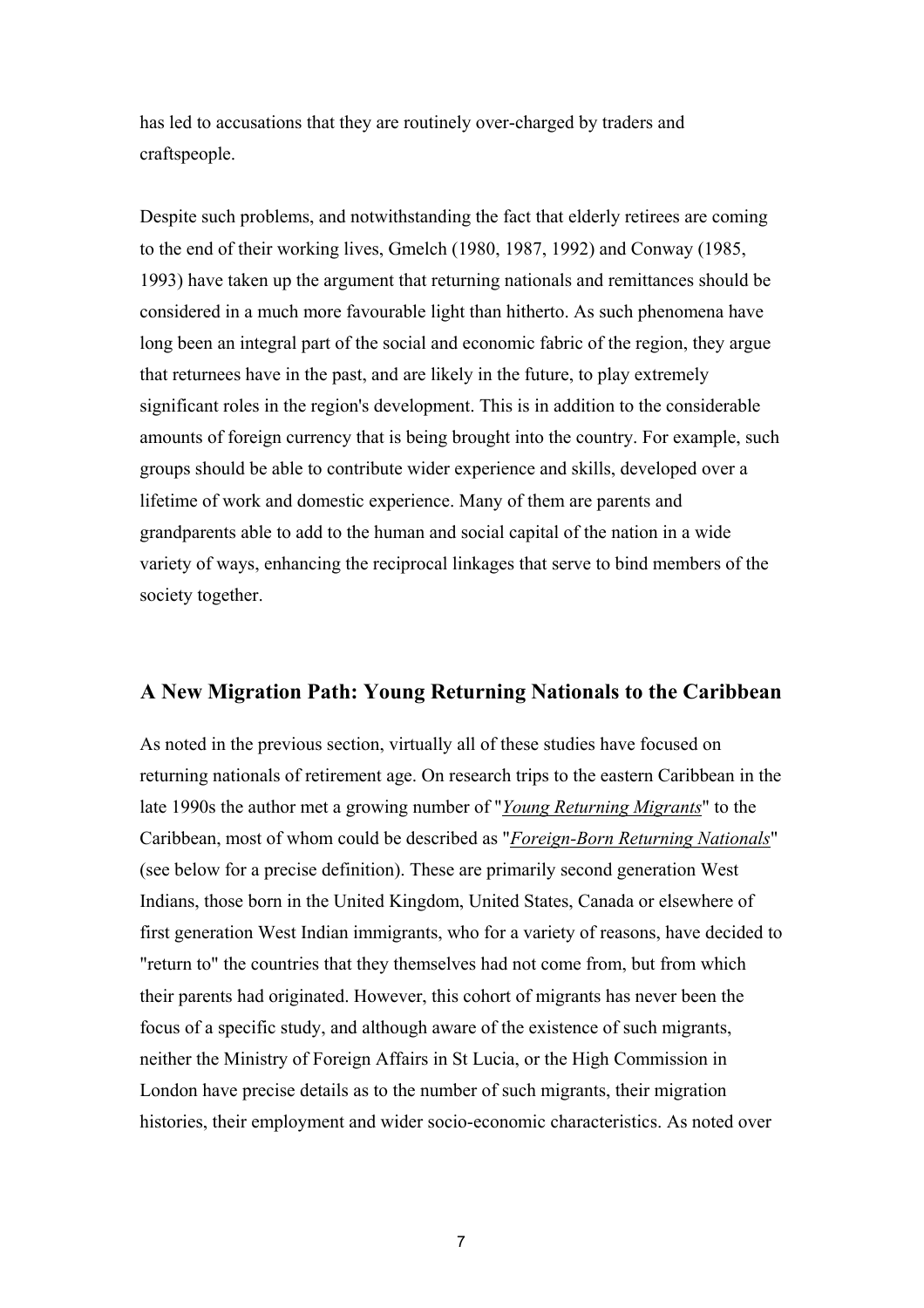has led to accusations that they are routinely over-charged by traders and craftspeople.

Despite such problems, and notwithstanding the fact that elderly retirees are coming to the end of their working lives, Gmelch (1980, 1987, 1992) and Conway (1985, 1993) have taken up the argument that returning nationals and remittances should be considered in a much more favourable light than hitherto. As such phenomena have long been an integral part of the social and economic fabric of the region, they argue that returnees have in the past, and are likely in the future, to play extremely significant roles in the region's development. This is in addition to the considerable amounts of foreign currency that is being brought into the country. For example, such groups should be able to contribute wider experience and skills, developed over a lifetime of work and domestic experience. Many of them are parents and grandparents able to add to the human and social capital of the nation in a wide variety of ways, enhancing the reciprocal linkages that serve to bind members of the society together.

## A New Migration Path: Young Returning Nationals to the Caribbean

As noted in the previous section, virtually all of these studies have focused on returning nationals of retirement age. On research trips to the eastern Caribbean in the late 1990s the author met a growing number of "*Young Returning Migrants*" to the Caribbean, most of whom could be described as "*Foreign-Born Returning Nationals*" (see below for a precise definition). These are primarily second generation West Indians, those born in the United Kingdom, United States, Canada or elsewhere of first generation West Indian immigrants, who for a variety of reasons, have decided to "return to" the countries that they themselves had not come from, but from which their parents had originated. However, this cohort of migrants has never been the focus of a specific study, and although aware of the existence of such migrants, neither the Ministry of Foreign Affairs in St Lucia, or the High Commission in London have precise details as to the number of such migrants, their migration histories, their employment and wider socio-economic characteristics. As noted over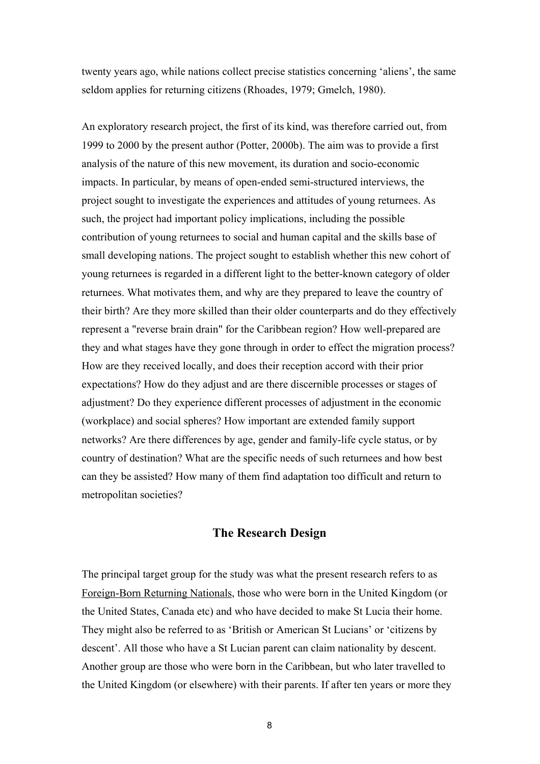twenty years ago, while nations collect precise statistics concerning 'aliens', the same seldom applies for returning citizens (Rhoades, 1979; Gmelch, 1980).

An exploratory research project, the first of its kind, was therefore carried out, from 1999 to 2000 by the present author (Potter, 2000b). The aim was to provide a first analysis of the nature of this new movement, its duration and socio-economic impacts. In particular, by means of open-ended semi-structured interviews, the project sought to investigate the experiences and attitudes of young returnees. As such, the project had important policy implications, including the possible contribution of young returnees to social and human capital and the skills base of small developing nations. The project sought to establish whether this new cohort of young returnees is regarded in a different light to the better-known category of older returnees. What motivates them, and why are they prepared to leave the country of their birth? Are they more skilled than their older counterparts and do they effectively represent a "reverse brain drain" for the Caribbean region? How well-prepared are they and what stages have they gone through in order to effect the migration process? How are they received locally, and does their reception accord with their prior expectations? How do they adjust and are there discernible processes or stages of adjustment? Do they experience different processes of adjustment in the economic (workplace) and social spheres? How important are extended family support networks? Are there differences by age, gender and family-life cycle status, or by country of destination? What are the specific needs of such returnees and how best can they be assisted? How many of them find adaptation too difficult and return to metropolitan societies?

## The Research Design

The principal target group for the study was what the present research refers to as <u>Foreign-Born Returning Nationals</u>, those who were born in the United Kingdom (or the United States, Canada etc) and who have decided to make St Lucia their home. They might also be referred to as 'British or American St Lucians' or 'citizens by descent'. All those who have a St Lucian parent can claim nationality by descent. Another group are those who were born in the Caribbean, but who later travelled to the United Kingdom (or elsewhere) with their parents. If after ten years or more they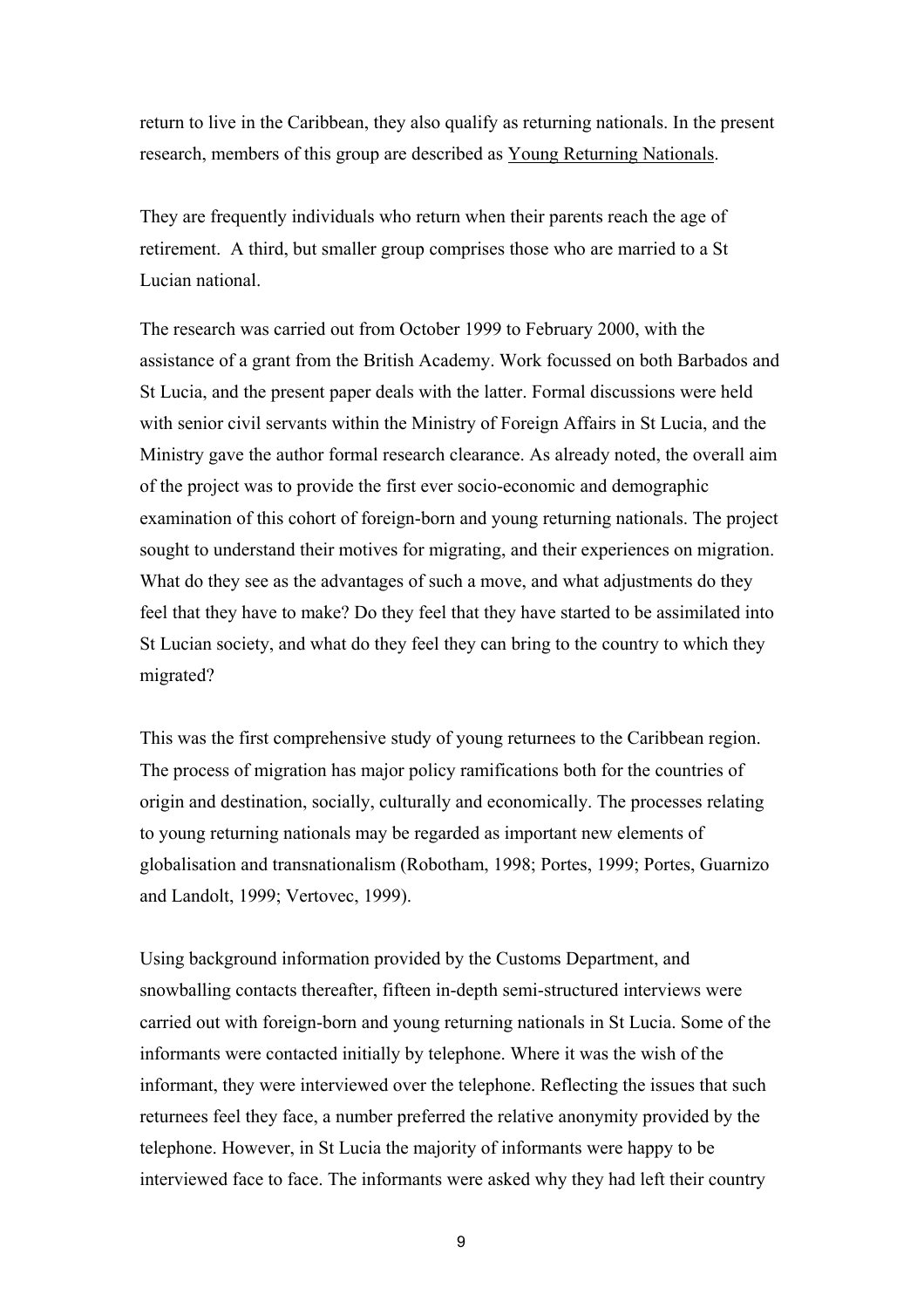return to live in the Caribbean, they also qualify as returning nationals. In the present research, members of this group are described as <u>Young Returning Nationals</u>.

They are frequently individuals who return when their parents reach the age of retirement. A third, but smaller group comprises those who are married to a St Lucian national.

The research was carried out from October 1999 to February 2000, with the assistance of a grant from the British Academy. Work focussed on both Barbados and St Lucia, and the present paper deals with the latter. Formal discussions were held with senior civil servants within the Ministry of Foreign Affairs in St Lucia, and the Ministry gave the author formal research clearance. As already noted, the overall aim of the project was to provide the first ever socio-economic and demographic examination of this cohort of foreign-born and young returning nationals. The project sought to understand their motives for migrating, and their experiences on migration. What do they see as the advantages of such a move, and what adjustments do they feel that they have to make? Do they feel that they have started to be assimilated into St Lucian society, and what do they feel they can bring to the country to which they migrated?

This was the first comprehensive study of young returnees to the Caribbean region. The process of migration has major policy ramifications both for the countries of origin and destination, socially, culturally and economically. The processes relating to young returning nationals may be regarded as important new elements of globalisation and transnationalism (Robotham, 1998; Portes, 1999; Portes, Guarnizo and Landolt, 1999; Vertovec, 1999).

Using background information provided by the Customs Department, and snowballing contacts thereafter, fifteen in-depth semi-structured interviews were carried out with foreign-born and young returning nationals in St Lucia. Some of the informants were contacted initially by telephone. Where it was the wish of the informant, they were interviewed over the telephone. Reflecting the issues that such returnees feel they face, a number preferred the relative anonymity provided by the telephone. However, in St Lucia the majority of informants were happy to be interviewed face to face. The informants were asked why they had left their country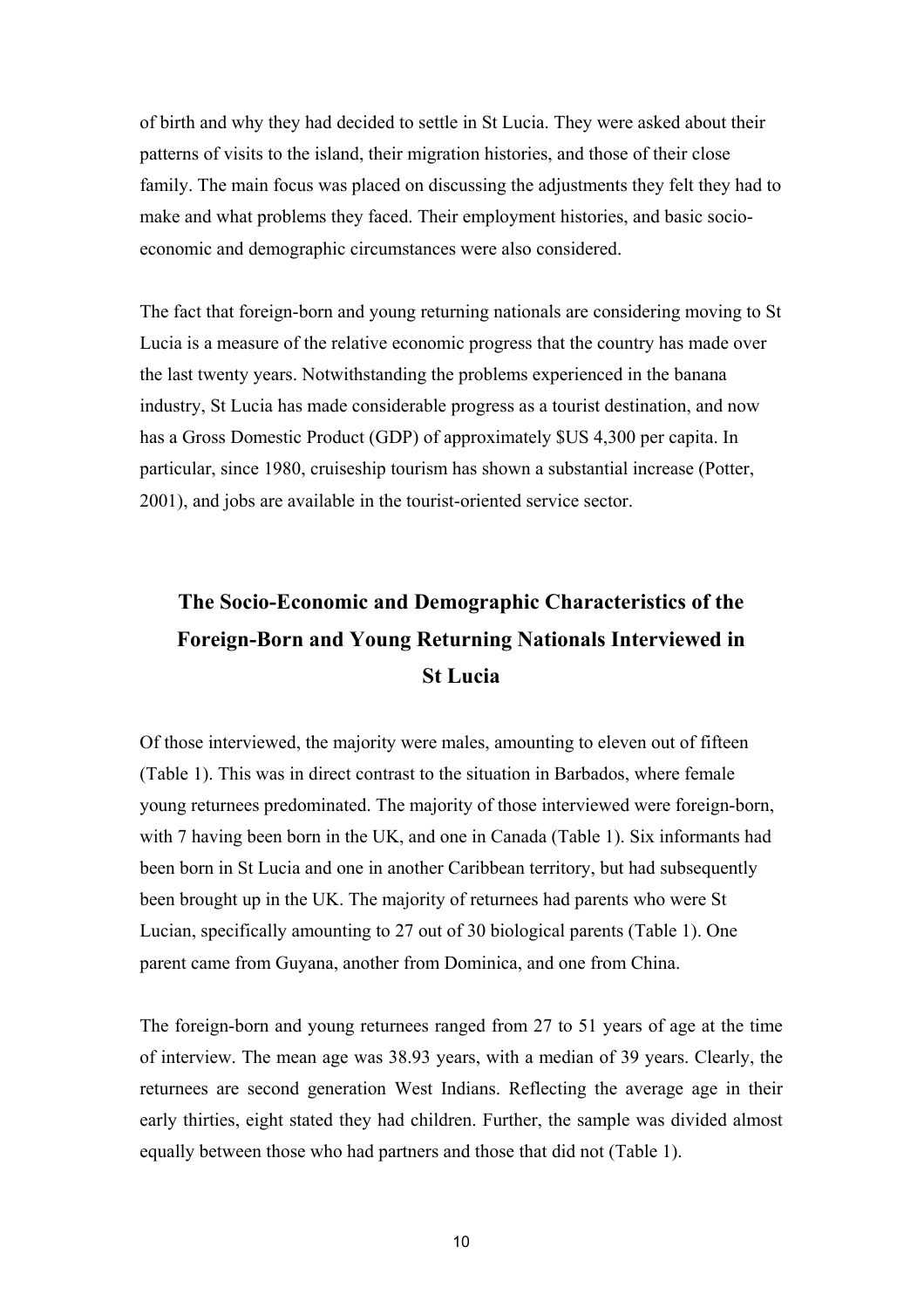of birth and why they had decided to settle in St Lucia. They were asked about their patterns of visits to the island, their migration histories, and those of their close family. The main focus was placed on discussing the adjustments they felt they had to make and what problems they faced. Their employment histories, and basic socio-economic and demographic circumstances were also considered.

The fact that foreign-born and young returning nationals are considering moving to St Lucia is a measure of the relative economic progress that the country has made over the last twenty years. Notwithstanding the problems experienced in the banana industry, St Lucia has made considerable progress as a tourist destination, and now has a Gross Domestic Product (GDP) of approximately $US 4,300 per capita. In particular, since 1980, cruiseship tourism has shown a substantial increase (Potter, 2001), and jobs are available in the tourist-oriented service sector.

## The Socio-Economic and Demographic Characteristics of the Foreign-Born and Young Returning Nationals Interviewed in St Lucia

Of those interviewed, the majority were males, amounting to eleven out of fifteen (Table 1). This was in direct contrast to the situation in Barbados, where female young returnees predominated. The majority of those interviewed were foreign-born, with 7 having been born in the UK, and one in Canada (Table 1). Six informants had been born in St Lucia and one in another Caribbean territory, but had subsequently been brought up in the UK. The majority of returnees had parents who were St Lucian, specifically amounting to 27 out of 30 biological parents (Table 1). One parent came from Guyana, another from Dominica, and one from China.

The foreign-born and young returnees ranged from 27 to 51 years of age at the time of interview. The mean age was 38.93 years, with a median of 39 years. Clearly, the returnees are second generation West Indians. Reflecting the average age in their early thirties, eight stated they had children. Further, the sample was divided almost equally between those who had partners and those that did not (Table 1).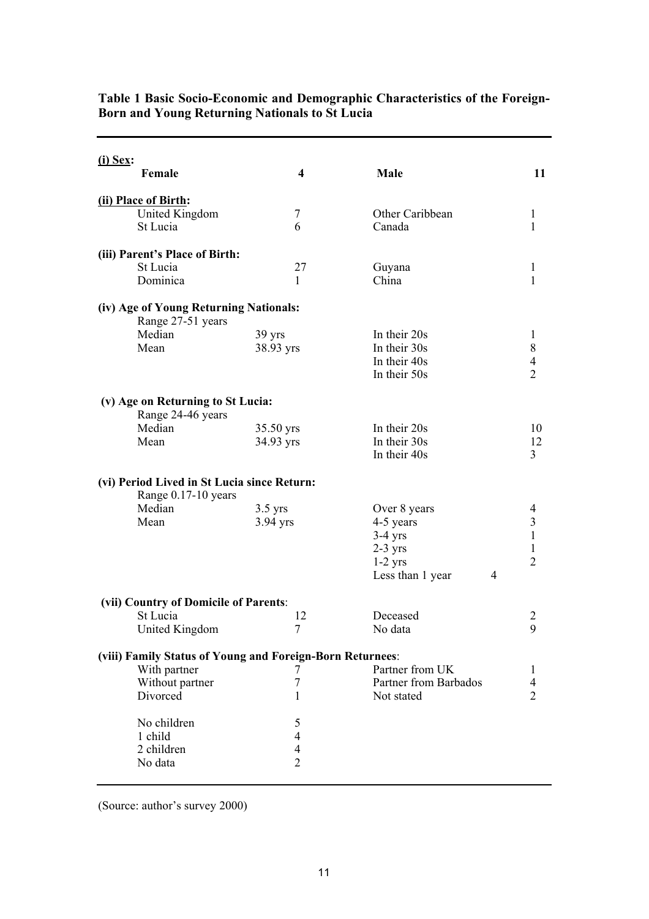**Table 1 Basic Socio-Economic and Demographic Characteristics of the Foreign-Born and Young Returning Nationals to St Lucia**

| | | | |
|---|---|---|---|
| **(i) Sex:** | | | |
| **Female** | **4** | **Male** | **11** |
| **(ii) Place of Birth:** | | | |
| United Kingdom | 7 | Other Caribbean | 1 |
| St Lucia | 6 | Canada | 1 |
| **(iii) Parent's Place of Birth:** | | | |
| St Lucia | 27 | Guyana | 1 |
| Dominica | 1 | China | 1 |
| **(iv) Age of Young Returning Nationals:** | | | |
| Range 27-51 years | | | |
| Median | 39 yrs | In their 20s | 1 |
| Mean | 38.93 yrs | In their 30s | 8 |
| | | In their 40s | 4 |
| | | In their 50s | 2 |
| **(v) Age on Returning to St Lucia:** | | | |
| Range 24-46 years | | | |
| Median | 35.50 yrs | In their 20s | 10 |
| Mean | 34.93 yrs | In their 30s | 12 |
| | | In their 40s | 3 |
| **(vi) Period Lived in St Lucia since Return:** | | | |
| Range 0.17-10 years | | | |
| Median | 3.5 yrs | Over 8 years | 4 |
| Mean | 3.94 yrs | 4-5 years | 3 |
| | | 3-4 yrs | 1 |
| | | 2-3 yrs | 1 |
| | | 1-2 yrs | 2 |
| | | Less than 1 year | 4 |
| **(vii) Country of Domicile of Parents:** | | | |
| St Lucia | 12 | Deceased | 2 |
| United Kingdom | 7 | No data | 9 |
| **(viii) Family Status of Young and Foreign-Born Returnees:** | | | |
| With partner | 7 | Partner from UK | 1 |
| Without partner | 7 | Partner from Barbados | 4 |
| Divorced | 1 | Not stated | 2 |
| No children | 5 | | |
| 1 child | 4 | | |
| 2 children | 4 | | |
| No data | 2 | | |

(Source: author's survey 2000)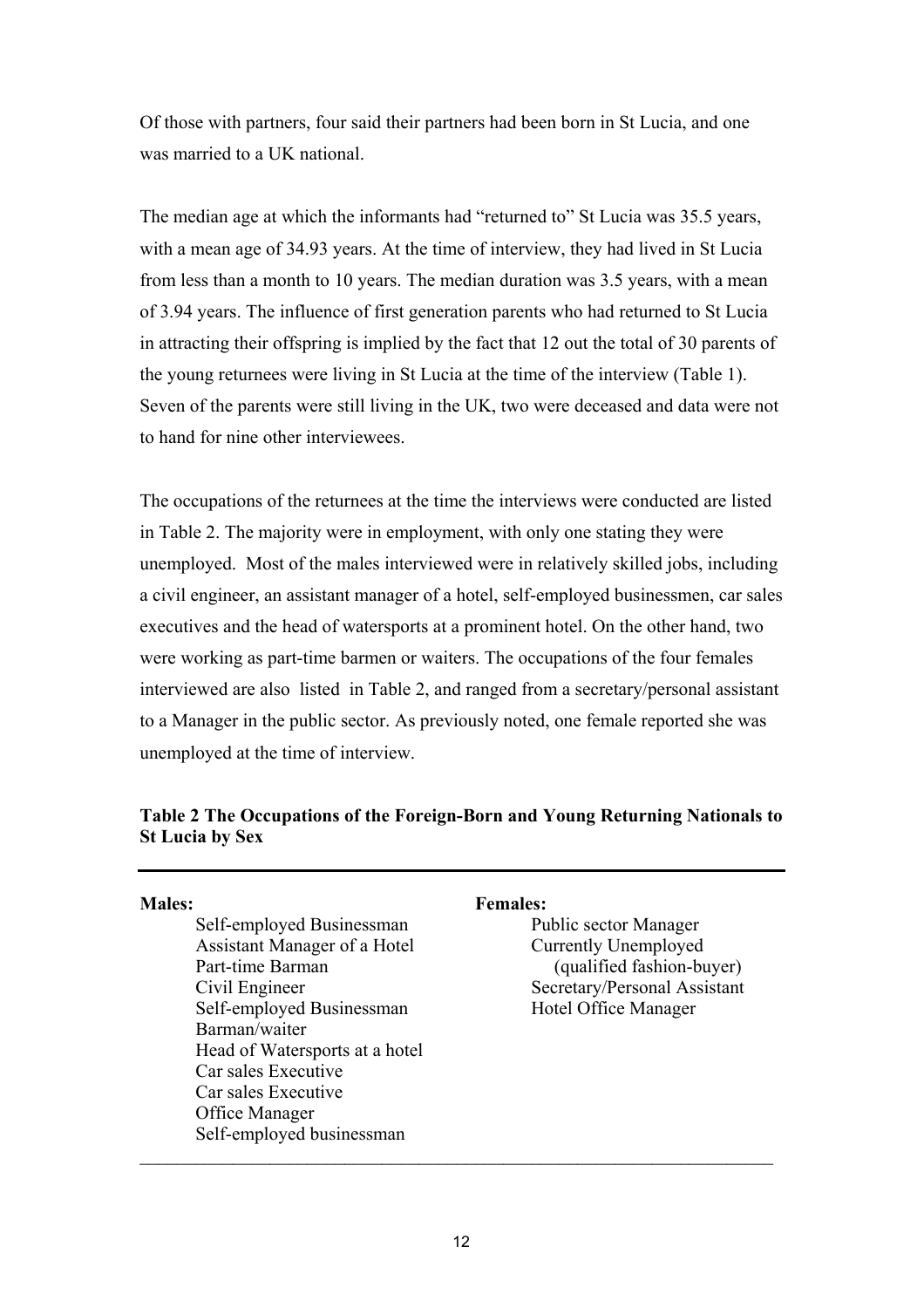Of those with partners, four said their partners had been born in St Lucia, and one was married to a UK national.

The median age at which the informants had "returned to" St Lucia was 35.5 years, with a mean age of 34.93 years. At the time of interview, they had lived in St Lucia from less than a month to 10 years. The median duration was 3.5 years, with a mean of 3.94 years. The influence of first generation parents who had returned to St Lucia in attracting their offspring is implied by the fact that 12 out the total of 30 parents of the young returnees were living in St Lucia at the time of the interview (Table 1). Seven of the parents were still living in the UK, two were deceased and data were not to hand for nine other interviewees.

The occupations of the returnees at the time the interviews were conducted are listed in Table 2. The majority were in employment, with only one stating they were unemployed. Most of the males interviewed were in relatively skilled jobs, including a civil engineer, an assistant manager of a hotel, self-employed businessmen, car sales executives and the head of watersports at a prominent hotel. On the other hand, two were working as part-time barmen or waiters. The occupations of the four females interviewed are also listed in Table 2, and ranged from a secretary/personal assistant to a Manager in the public sector. As previously noted, one female reported she was unemployed at the time of interview.

**Table 2 The Occupations of the Foreign-Born and Young Returning Nationals to St Lucia by Sex**

| Males: | Females: |
|---|---|
| Self-employed Businessman | Public sector Manager |
| Assistant Manager of a Hotel | Currently Unemployed (qualified fashion-buyer) |
| Part-time Barman | Secretary/Personal Assistant |
| Civil Engineer | Hotel Office Manager |
| Self-employed Businessman | |
| Barman/waiter | |
| Head of Watersports at a hotel | |
| Car sales Executive | |
| Car sales Executive | |
| Office Manager | |
| Self-employed businessman | |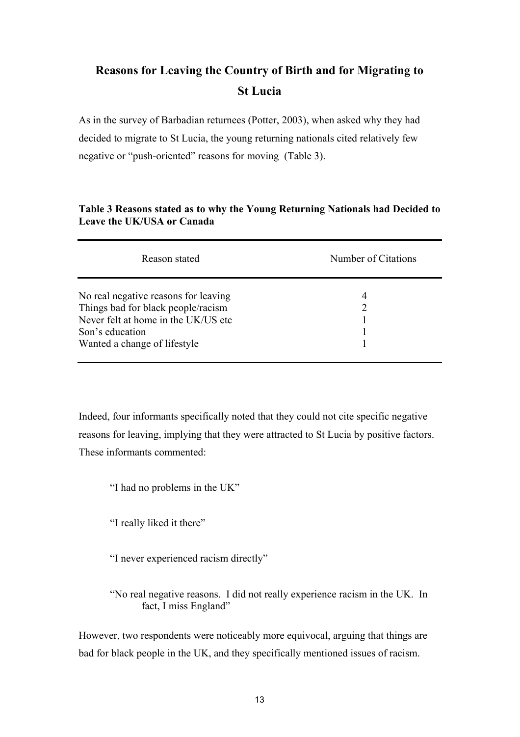## Reasons for Leaving the Country of Birth and for Migrating to St Lucia

As in the survey of Barbadian returnees (Potter, 2003), when asked why they had decided to migrate to St Lucia, the young returning nationals cited relatively few negative or "push-oriented" reasons for moving (Table 3).

**Table 3 Reasons stated as to why the Young Returning Nationals had Decided to Leave the UK/USA or Canada**

| Reason stated | Number of Citations |
|---|---|
| No real negative reasons for leaving | 4 |
| Things bad for black people/racism | 2 |
| Never felt at home in the UK/US etc | 1 |
| Son's education | 1 |
| Wanted a change of lifestyle | 1 |

Indeed, four informants specifically noted that they could not cite specific negative reasons for leaving, implying that they were attracted to St Lucia by positive factors. These informants commented:

> "I had no problems in the UK"

> "I really liked it there"

> "I never experienced racism directly"

> "No real negative reasons. I did not really experience racism in the UK. In fact, I miss England"

However, two respondents were noticeably more equivocal, arguing that things are bad for black people in the UK, and they specifically mentioned issues of racism.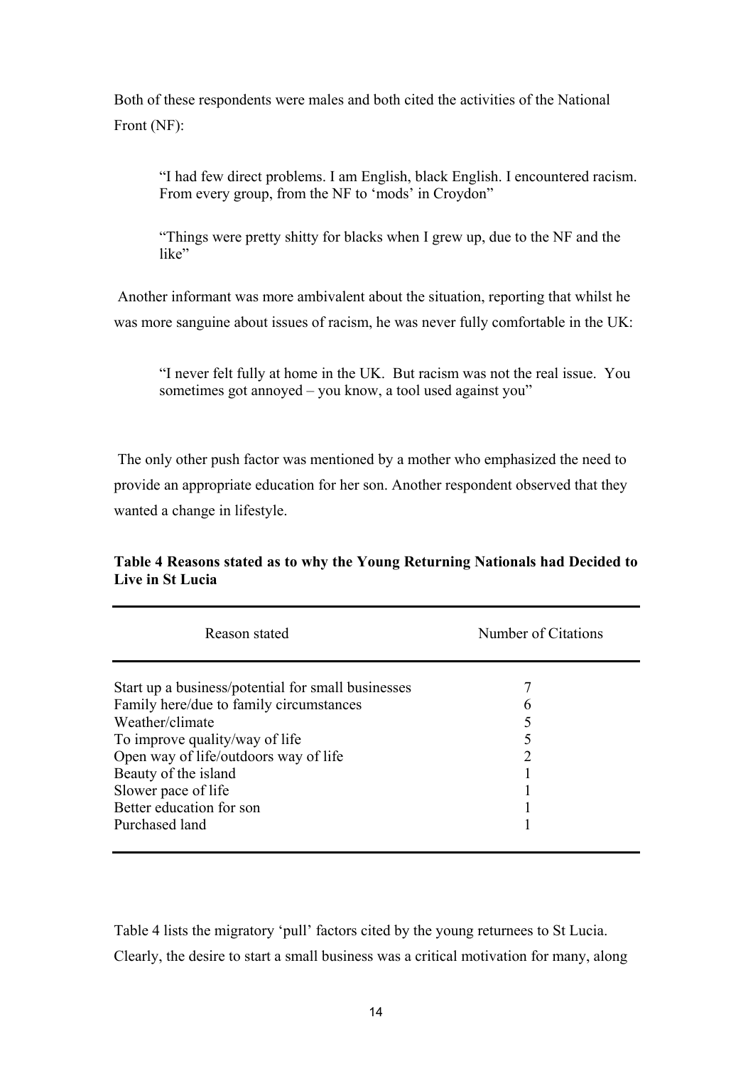Both of these respondents were males and both cited the activities of the National Front (NF):

> "I had few direct problems. I am English, black English. I encountered racism. From every group, from the NF to 'mods' in Croydon"

> "Things were pretty shitty for blacks when I grew up, due to the NF and the like"

Another informant was more ambivalent about the situation, reporting that whilst he was more sanguine about issues of racism, he was never fully comfortable in the UK:

> "I never felt fully at home in the UK. But racism was not the real issue. You sometimes got annoyed – you know, a tool used against you"

The only other push factor was mentioned by a mother who emphasized the need to provide an appropriate education for her son. Another respondent observed that they wanted a change in lifestyle.

**Table 4 Reasons stated as to why the Young Returning Nationals had Decided to Live in St Lucia**

| Reason stated | Number of Citations |
|---|---|
| Start up a business/potential for small businesses | 7 |
| Family here/due to family circumstances | 6 |
| Weather/climate | 5 |
| To improve quality/way of life | 5 |
| Open way of life/outdoors way of life | 2 |
| Beauty of the island | 1 |
| Slower pace of life | 1 |
| Better education for son | 1 |
| Purchased land | 1 |

Table 4 lists the migratory 'pull' factors cited by the young returnees to St Lucia. Clearly, the desire to start a small business was a critical motivation for many, along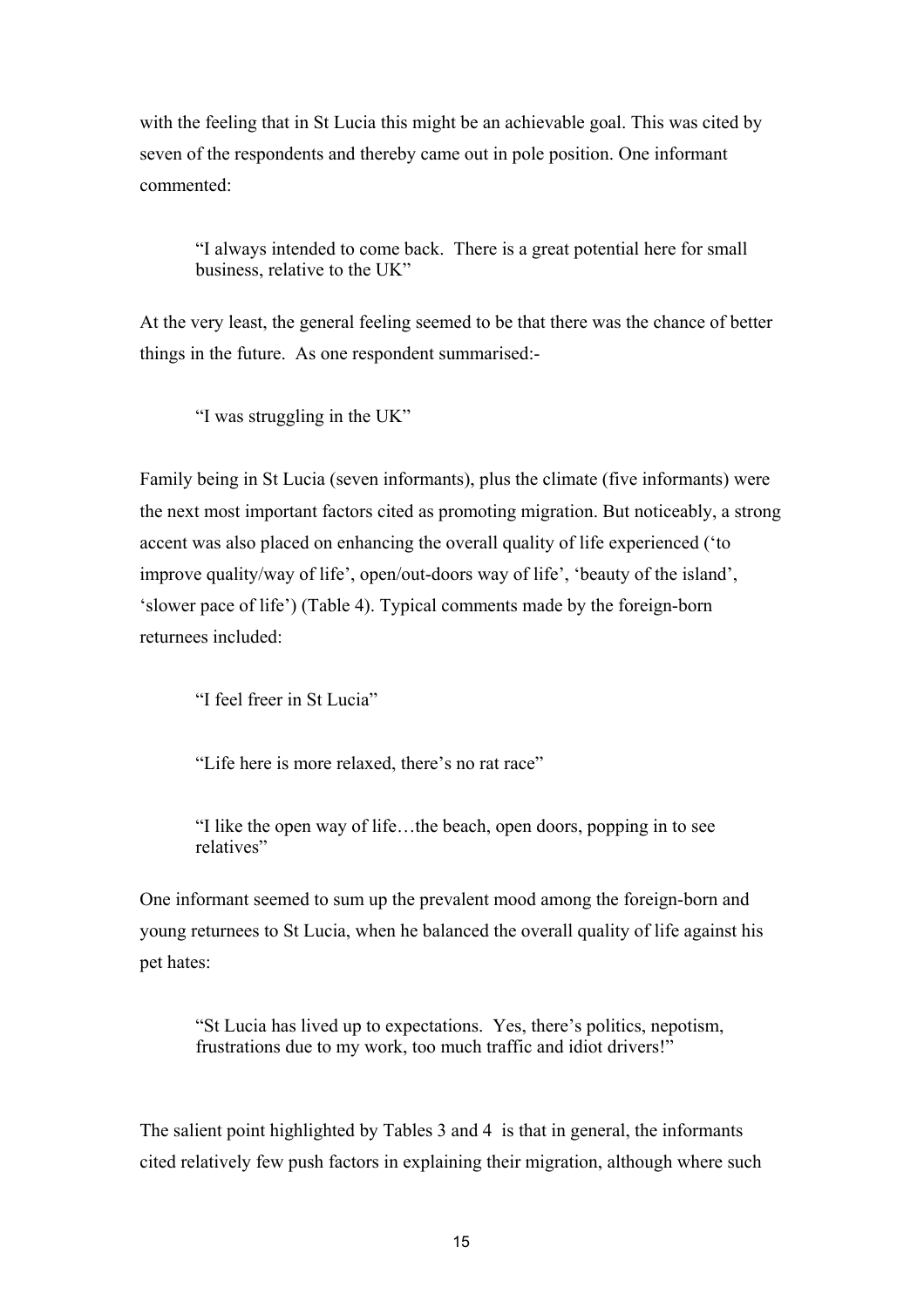with the feeling that in St Lucia this might be an achievable goal. This was cited by seven of the respondents and thereby came out in pole position. One informant commented:

> "I always intended to come back.  There is a great potential here for small business, relative to the UK"

At the very least, the general feeling seemed to be that there was the chance of better things in the future.  As one respondent summarised:-

> "I was struggling in the UK"

Family being in St Lucia (seven informants), plus the climate (five informants) were the next most important factors cited as promoting migration. But noticeably, a strong accent was also placed on enhancing the overall quality of life experienced ('to improve quality/way of life', open/out-doors way of life', 'beauty of the island', 'slower pace of life') (Table 4). Typical comments made by the foreign-born returnees included:

> "I feel freer in St Lucia"

> "Life here is more relaxed, there's no rat race"

> "I like the open way of life…the beach, open doors, popping in to see relatives"

One informant seemed to sum up the prevalent mood among the foreign-born and young returnees to St Lucia, when he balanced the overall quality of life against his pet hates:

> "St Lucia has lived up to expectations.  Yes, there's politics, nepotism, frustrations due to my work, too much traffic and idiot drivers!"

The salient point highlighted by Tables 3 and 4  is that in general, the informants cited relatively few push factors in explaining their migration, although where such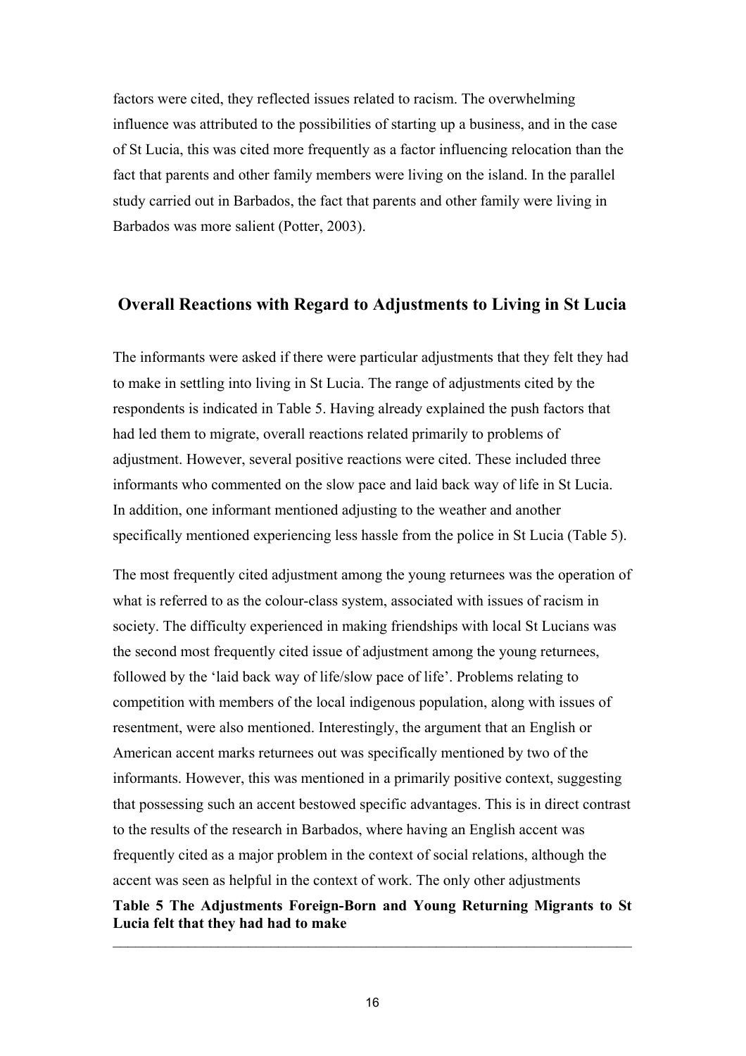factors were cited, they reflected issues related to racism. The overwhelming influence was attributed to the possibilities of starting up a business, and in the case of St Lucia, this was cited more frequently as a factor influencing relocation than the fact that parents and other family members were living on the island. In the parallel study carried out in Barbados, the fact that parents and other family were living in Barbados was more salient (Potter, 2003).

## Overall Reactions with Regard to Adjustments to Living in St Lucia

The informants were asked if there were particular adjustments that they felt they had to make in settling into living in St Lucia. The range of adjustments cited by the respondents is indicated in Table 5. Having already explained the push factors that had led them to migrate, overall reactions related primarily to problems of adjustment. However, several positive reactions were cited. These included three informants who commented on the slow pace and laid back way of life in St Lucia. In addition, one informant mentioned adjusting to the weather and another specifically mentioned experiencing less hassle from the police in St Lucia (Table 5).

The most frequently cited adjustment among the young returnees was the operation of what is referred to as the colour-class system, associated with issues of racism in society. The difficulty experienced in making friendships with local St Lucians was the second most frequently cited issue of adjustment among the young returnees, followed by the 'laid back way of life/slow pace of life'. Problems relating to competition with members of the local indigenous population, along with issues of resentment, were also mentioned. Interestingly, the argument that an English or American accent marks returnees out was specifically mentioned by two of the informants. However, this was mentioned in a primarily positive context, suggesting that possessing such an accent bestowed specific advantages. This is in direct contrast to the results of the research in Barbados, where having an English accent was frequently cited as a major problem in the context of social relations, although the accent was seen as helpful in the context of work. The only other adjustments

**Table 5 The Adjustments Foreign-Born and Young Returning Migrants to St Lucia felt that they had had to make**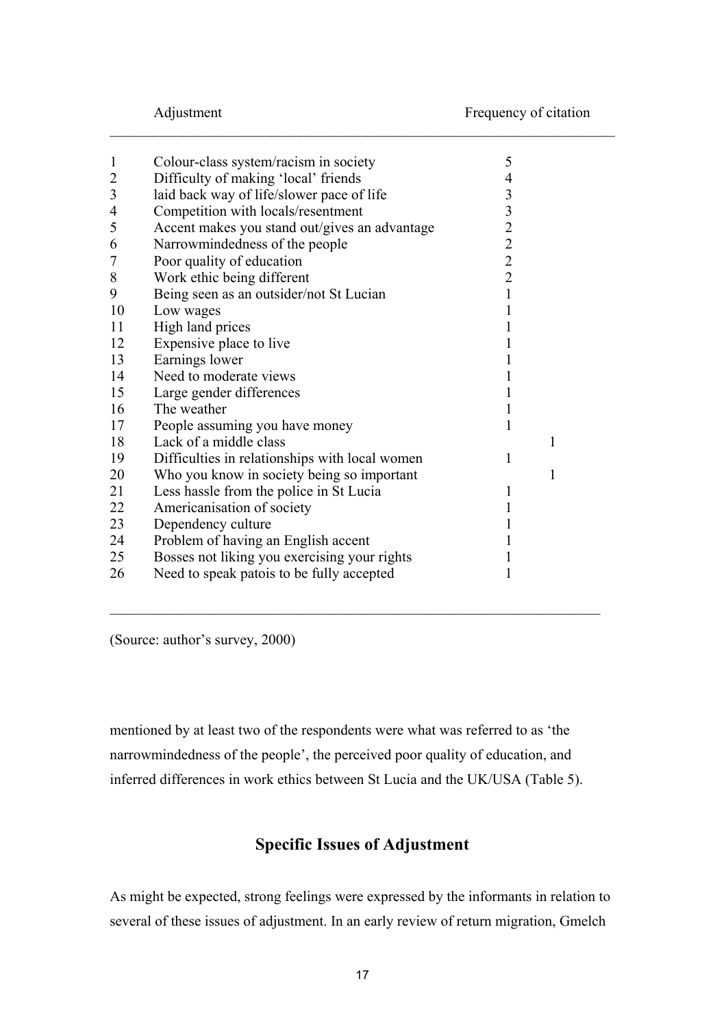| | Adjustment | Frequency of citation |
|---|---|---|
| 1 | Colour-class system/racism in society | 5 |
| 2 | Difficulty of making 'local' friends | 4 |
| 3 | laid back way of life/slower pace of life | 3 |
| 4 | Competition with locals/resentment | 3 |
| 5 | Accent makes you stand out/gives an advantage | 2 |
| 6 | Narrowmindedness of the people | 2 |
| 7 | Poor quality of education | 2 |
| 8 | Work ethic being different | 2 |
| 9 | Being seen as an outsider/not St Lucian | 1 |
| 10 | Low wages | 1 |
| 11 | High land prices | 1 |
| 12 | Expensive place to live | 1 |
| 13 | Earnings lower | 1 |
| 14 | Need to moderate views | 1 |
| 15 | Large gender differences | 1 |
| 16 | The weather | 1 |
| 17 | People assuming you have money | 1 |
| 18 | Lack of a middle class | 1 |
| 19 | Difficulties in relationships with local women | 1 |
| 20 | Who you know in society being so important | 1 |
| 21 | Less hassle from the police in St Lucia | 1 |
| 22 | Americanisation of society | 1 |
| 23 | Dependency culture | 1 |
| 24 | Problem of having an English accent | 1 |
| 25 | Bosses not liking you exercising your rights | 1 |
| 26 | Need to speak patois to be fully accepted | 1 |

(Source: author's survey, 2000)

mentioned by at least two of the respondents were what was referred to as 'the narrowmindedness of the people', the perceived poor quality of education, and inferred differences in work ethics between St Lucia and the UK/USA (Table 5).

## Specific Issues of Adjustment

As might be expected, strong feelings were expressed by the informants in relation to several of these issues of adjustment. In an early review of return migration, Gmelch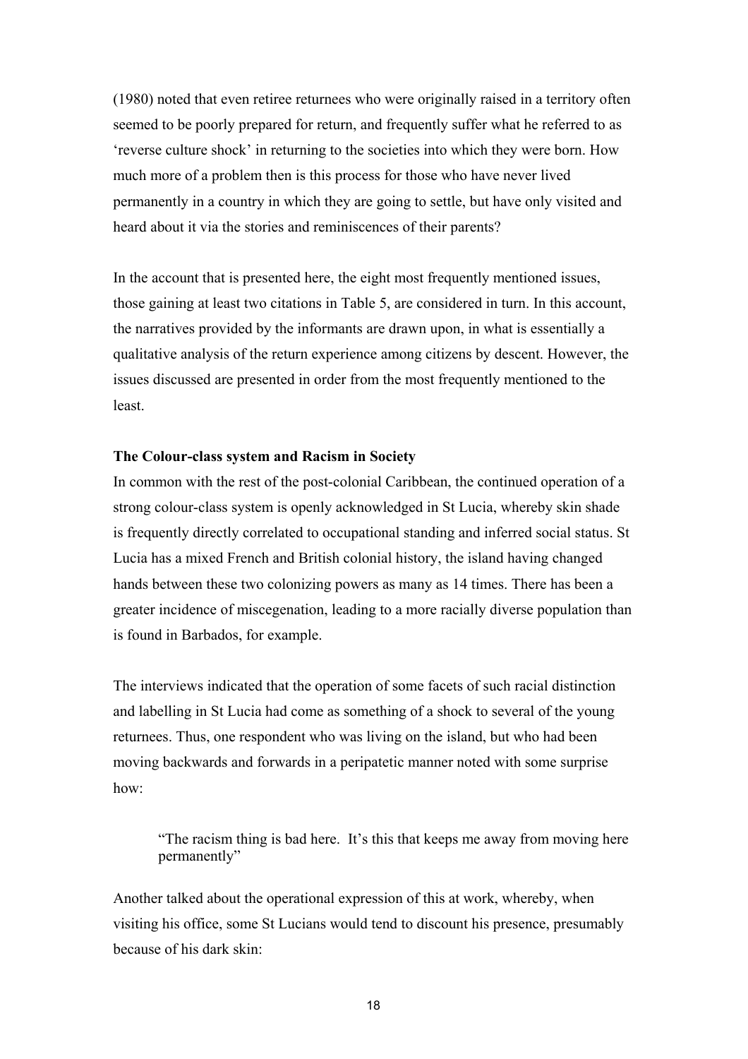(1980) noted that even retiree returnees who were originally raised in a territory often seemed to be poorly prepared for return, and frequently suffer what he referred to as 'reverse culture shock' in returning to the societies into which they were born. How much more of a problem then is this process for those who have never lived permanently in a country in which they are going to settle, but have only visited and heard about it via the stories and reminiscences of their parents?

In the account that is presented here, the eight most frequently mentioned issues, those gaining at least two citations in Table 5, are considered in turn. In this account, the narratives provided by the informants are drawn upon, in what is essentially a qualitative analysis of the return experience among citizens by descent. However, the issues discussed are presented in order from the most frequently mentioned to the least.

**The Colour-class system and Racism in Society**

In common with the rest of the post-colonial Caribbean, the continued operation of a strong colour-class system is openly acknowledged in St Lucia, whereby skin shade is frequently directly correlated to occupational standing and inferred social status. St Lucia has a mixed French and British colonial history, the island having changed hands between these two colonizing powers as many as 14 times. There has been a greater incidence of miscegenation, leading to a more racially diverse population than is found in Barbados, for example.

The interviews indicated that the operation of some facets of such racial distinction and labelling in St Lucia had come as something of a shock to several of the young returnees. Thus, one respondent who was living on the island, but who had been moving backwards and forwards in a peripatetic manner noted with some surprise how:

> "The racism thing is bad here. It's this that keeps me away from moving here permanently"

Another talked about the operational expression of this at work, whereby, when visiting his office, some St Lucians would tend to discount his presence, presumably because of his dark skin: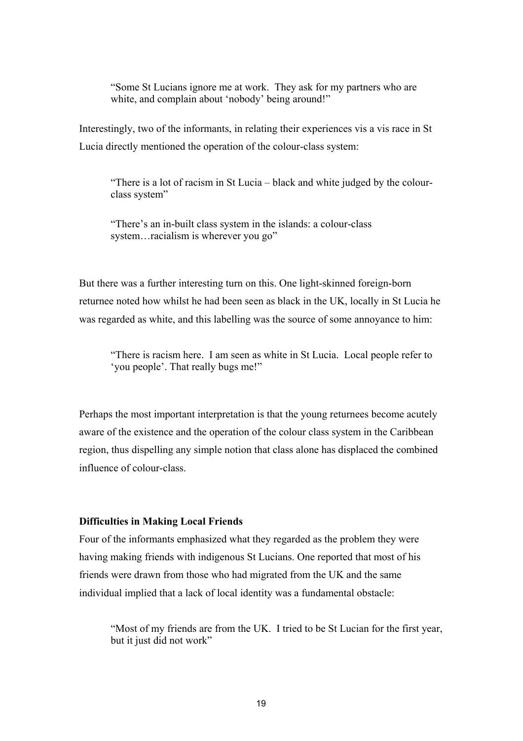> "Some St Lucians ignore me at work. They ask for my partners who are white, and complain about 'nobody' being around!"

Interestingly, two of the informants, in relating their experiences vis a vis race in St Lucia directly mentioned the operation of the colour-class system:

> "There is a lot of racism in St Lucia – black and white judged by the colour-class system"

> "There's an in-built class system in the islands: a colour-class system…racialism is wherever you go"

But there was a further interesting turn on this. One light-skinned foreign-born returnee noted how whilst he had been seen as black in the UK, locally in St Lucia he was regarded as white, and this labelling was the source of some annoyance to him:

> "There is racism here. I am seen as white in St Lucia. Local people refer to 'you people'. That really bugs me!"

Perhaps the most important interpretation is that the young returnees become acutely aware of the existence and the operation of the colour class system in the Caribbean region, thus dispelling any simple notion that class alone has displaced the combined influence of colour-class.

**Difficulties in Making Local Friends**

Four of the informants emphasized what they regarded as the problem they were having making friends with indigenous St Lucians. One reported that most of his friends were drawn from those who had migrated from the UK and the same individual implied that a lack of local identity was a fundamental obstacle:

> "Most of my friends are from the UK. I tried to be St Lucian for the first year, but it just did not work"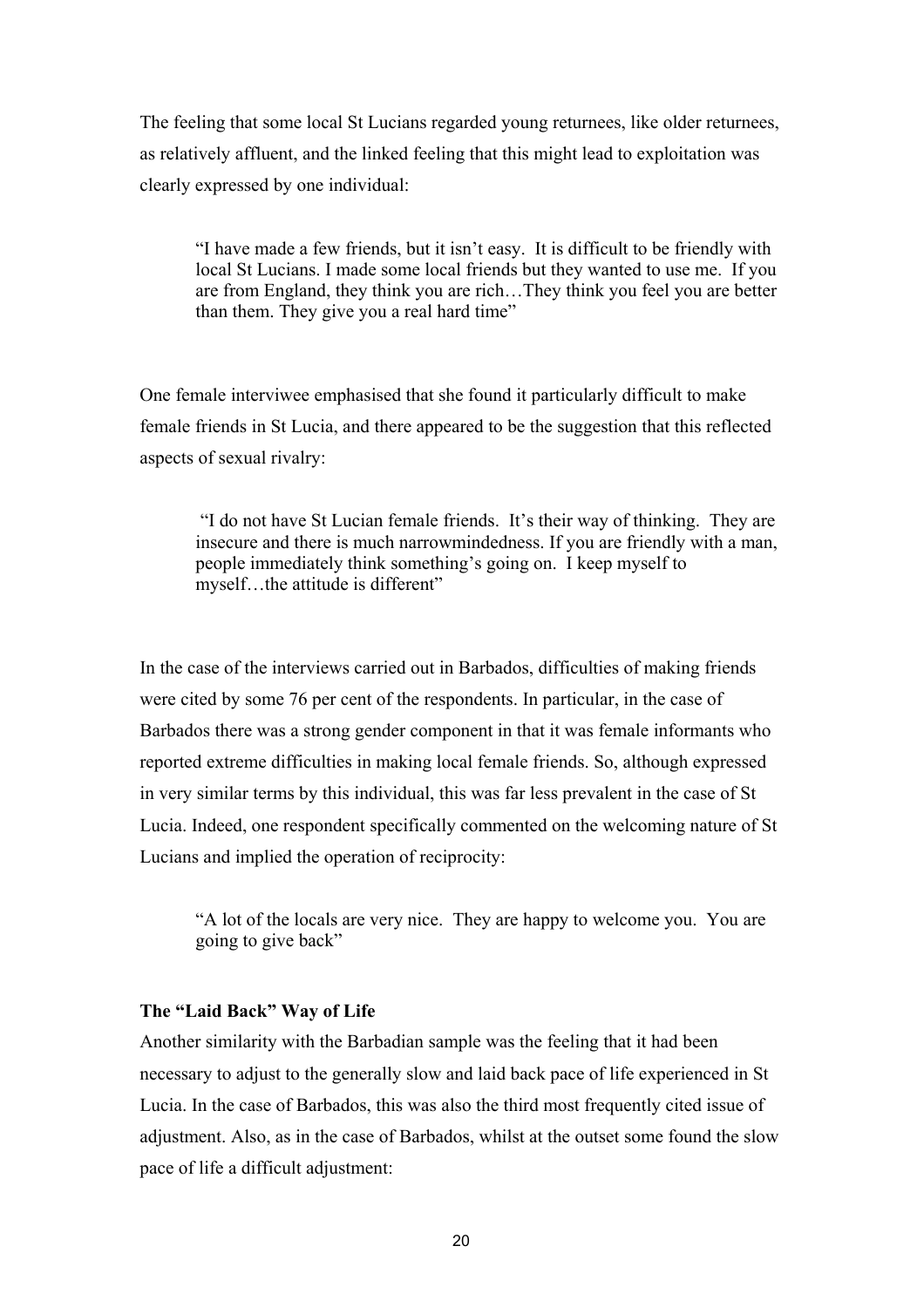The feeling that some local St Lucians regarded young returnees, like older returnees, as relatively affluent, and the linked feeling that this might lead to exploitation was clearly expressed by one individual:

> "I have made a few friends, but it isn't easy. It is difficult to be friendly with local St Lucians. I made some local friends but they wanted to use me. If you are from England, they think you are rich…They think you feel you are better than them. They give you a real hard time"

One female interviwee emphasised that she found it particularly difficult to make female friends in St Lucia, and there appeared to be the suggestion that this reflected aspects of sexual rivalry:

> "I do not have St Lucian female friends. It's their way of thinking. They are insecure and there is much narrowmindedness. If you are friendly with a man, people immediately think something's going on. I keep myself to myself…the attitude is different"

In the case of the interviews carried out in Barbados, difficulties of making friends were cited by some 76 per cent of the respondents. In particular, in the case of Barbados there was a strong gender component in that it was female informants who reported extreme difficulties in making local female friends. So, although expressed in very similar terms by this individual, this was far less prevalent in the case of St Lucia. Indeed, one respondent specifically commented on the welcoming nature of St Lucians and implied the operation of reciprocity:

> "A lot of the locals are very nice. They are happy to welcome you. You are going to give back"

**The "Laid Back" Way of Life**

Another similarity with the Barbadian sample was the feeling that it had been necessary to adjust to the generally slow and laid back pace of life experienced in St Lucia. In the case of Barbados, this was also the third most frequently cited issue of adjustment. Also, as in the case of Barbados, whilst at the outset some found the slow pace of life a difficult adjustment: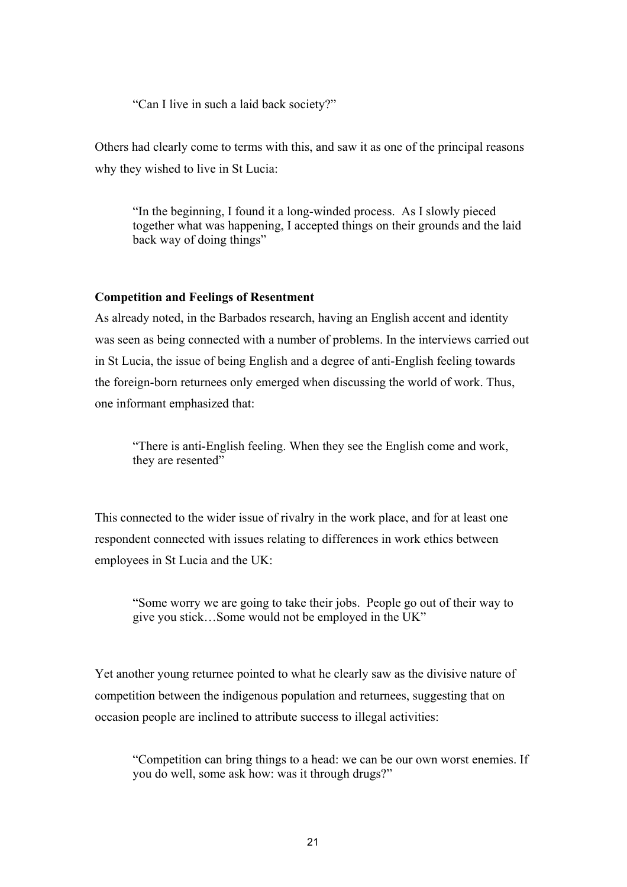> "Can I live in such a laid back society?"

Others had clearly come to terms with this, and saw it as one of the principal reasons why they wished to live in St Lucia:

> "In the beginning, I found it a long-winded process. As I slowly pieced together what was happening, I accepted things on their grounds and the laid back way of doing things"

**Competition and Feelings of Resentment**

As already noted, in the Barbados research, having an English accent and identity was seen as being connected with a number of problems. In the interviews carried out in St Lucia, the issue of being English and a degree of anti-English feeling towards the foreign-born returnees only emerged when discussing the world of work. Thus, one informant emphasized that:

> "There is anti-English feeling. When they see the English come and work, they are resented"

This connected to the wider issue of rivalry in the work place, and for at least one respondent connected with issues relating to differences in work ethics between employees in St Lucia and the UK:

> "Some worry we are going to take their jobs. People go out of their way to give you stick…Some would not be employed in the UK"

Yet another young returnee pointed to what he clearly saw as the divisive nature of competition between the indigenous population and returnees, suggesting that on occasion people are inclined to attribute success to illegal activities:

> "Competition can bring things to a head: we can be our own worst enemies. If you do well, some ask how: was it through drugs?"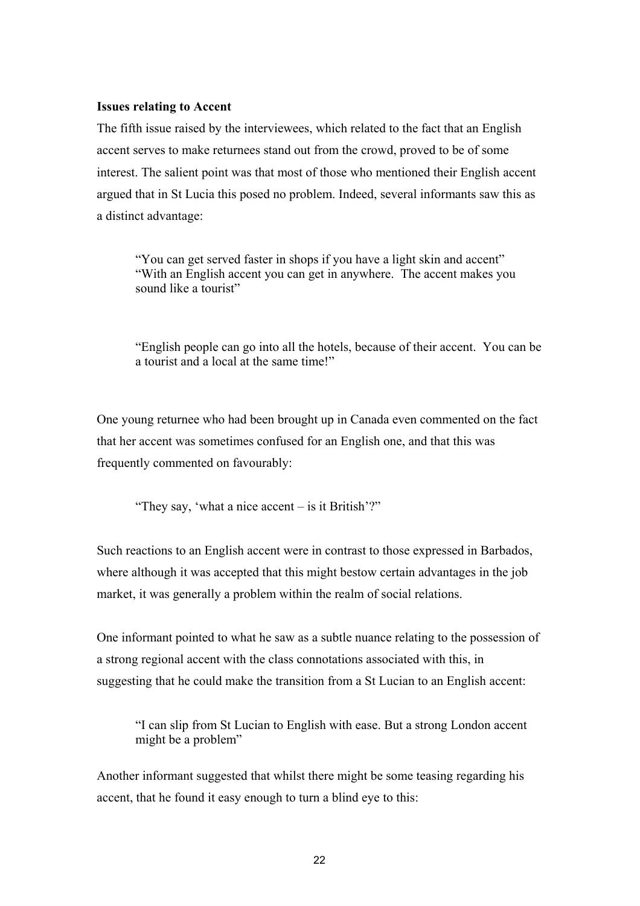**Issues relating to Accent**

The fifth issue raised by the interviewees, which related to the fact that an English accent serves to make returnees stand out from the crowd, proved to be of some interest. The salient point was that most of those who mentioned their English accent argued that in St Lucia this posed no problem. Indeed, several informants saw this as a distinct advantage:

> "You can get served faster in shops if you have a light skin and accent"
> "With an English accent you can get in anywhere. The accent makes you sound like a tourist"

> "English people can go into all the hotels, because of their accent. You can be a tourist and a local at the same time!"

One young returnee who had been brought up in Canada even commented on the fact that her accent was sometimes confused for an English one, and that this was frequently commented on favourably:

> "They say, 'what a nice accent – is it British'?"

Such reactions to an English accent were in contrast to those expressed in Barbados, where although it was accepted that this might bestow certain advantages in the job market, it was generally a problem within the realm of social relations.

One informant pointed to what he saw as a subtle nuance relating to the possession of a strong regional accent with the class connotations associated with this, in suggesting that he could make the transition from a St Lucian to an English accent:

> "I can slip from St Lucian to English with ease. But a strong London accent might be a problem"

Another informant suggested that whilst there might be some teasing regarding his accent, that he found it easy enough to turn a blind eye to this: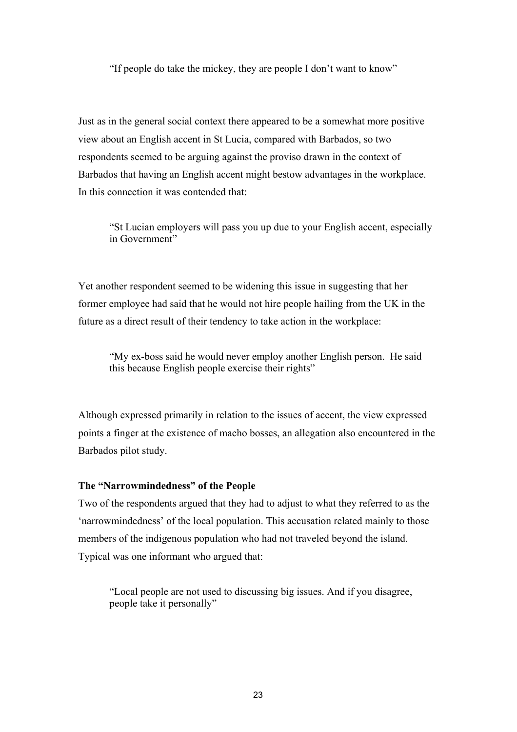> "If people do take the mickey, they are people I don't want to know"

Just as in the general social context there appeared to be a somewhat more positive view about an English accent in St Lucia, compared with Barbados, so two respondents seemed to be arguing against the proviso drawn in the context of Barbados that having an English accent might bestow advantages in the workplace. In this connection it was contended that:

> "St Lucian employers will pass you up due to your English accent, especially in Government"

Yet another respondent seemed to be widening this issue in suggesting that her former employee had said that he would not hire people hailing from the UK in the future as a direct result of their tendency to take action in the workplace:

> "My ex-boss said he would never employ another English person. He said this because English people exercise their rights"

Although expressed primarily in relation to the issues of accent, the view expressed points a finger at the existence of macho bosses, an allegation also encountered in the Barbados pilot study.

**The "Narrowmindedness" of the People**

Two of the respondents argued that they had to adjust to what they referred to as the 'narrowmindedness' of the local population. This accusation related mainly to those members of the indigenous population who had not traveled beyond the island. Typical was one informant who argued that:

> "Local people are not used to discussing big issues. And if you disagree, people take it personally"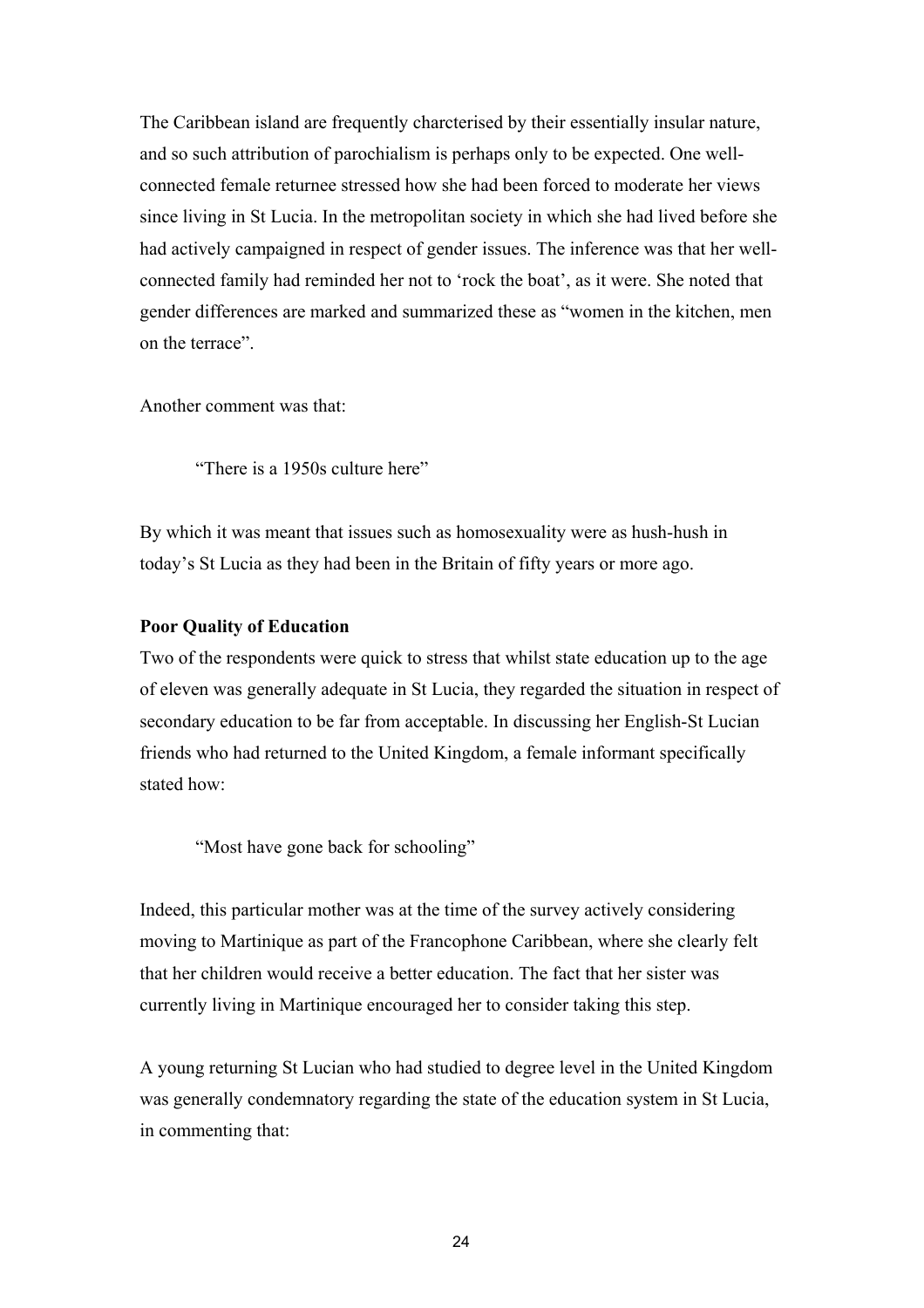The Caribbean island are frequently charcterised by their essentially insular nature, and so such attribution of parochialism is perhaps only to be expected. One well-connected female returnee stressed how she had been forced to moderate her views since living in St Lucia. In the metropolitan society in which she had lived before she had actively campaigned in respect of gender issues. The inference was that her well-connected family had reminded her not to 'rock the boat', as it were. She noted that gender differences are marked and summarized these as "women in the kitchen, men on the terrace".

Another comment was that:

> "There is a 1950s culture here"

By which it was meant that issues such as homosexuality were as hush-hush in today's St Lucia as they had been in the Britain of fifty years or more ago.

**Poor Quality of Education**

Two of the respondents were quick to stress that whilst state education up to the age of eleven was generally adequate in St Lucia, they regarded the situation in respect of secondary education to be far from acceptable. In discussing her English-St Lucian friends who had returned to the United Kingdom, a female informant specifically stated how:

> "Most have gone back for schooling"

Indeed, this particular mother was at the time of the survey actively considering moving to Martinique as part of the Francophone Caribbean, where she clearly felt that her children would receive a better education. The fact that her sister was currently living in Martinique encouraged her to consider taking this step.

A young returning St Lucian who had studied to degree level in the United Kingdom was generally condemnatory regarding the state of the education system in St Lucia, in commenting that: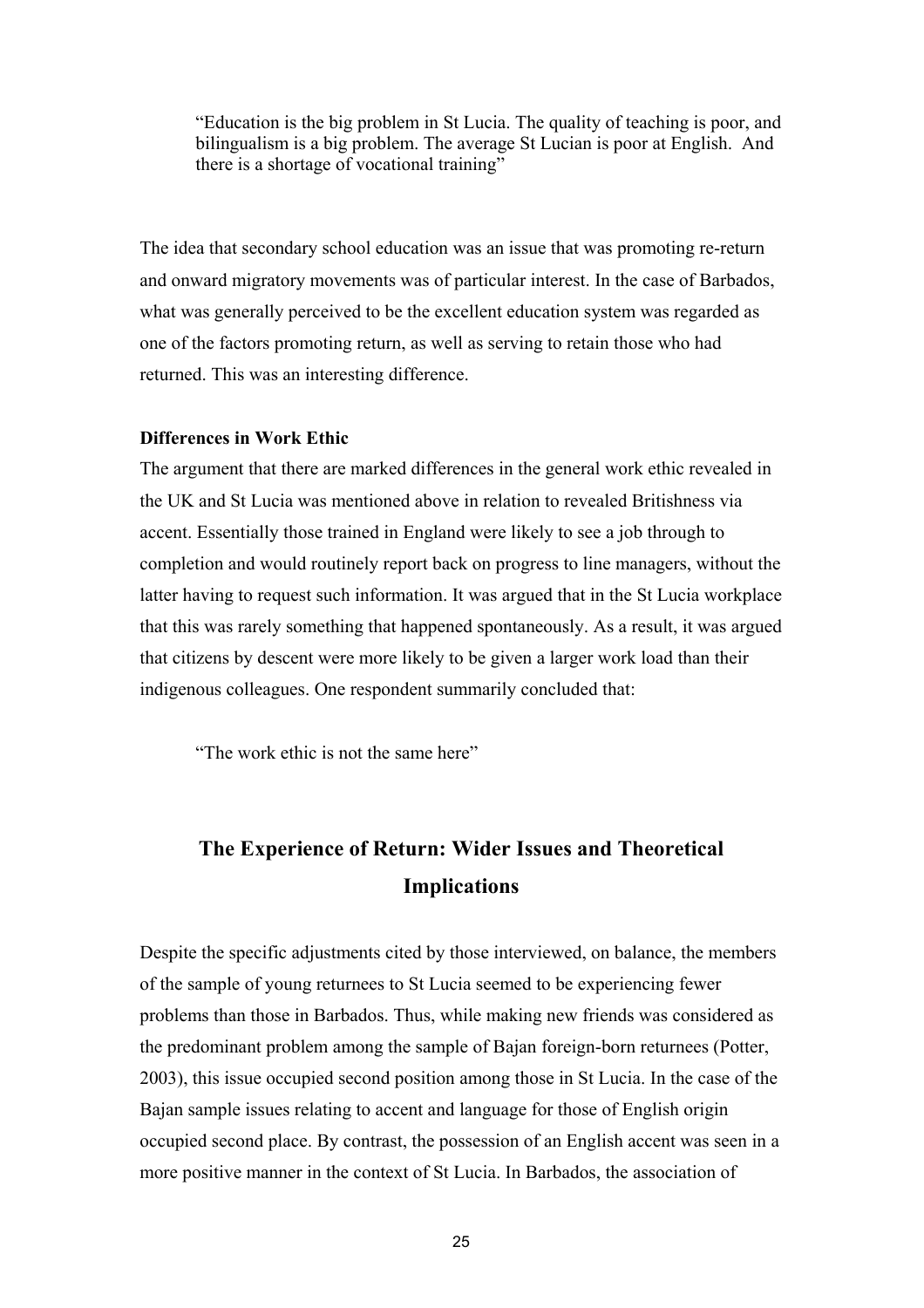> "Education is the big problem in St Lucia. The quality of teaching is poor, and bilingualism is a big problem. The average St Lucian is poor at English. And there is a shortage of vocational training"

The idea that secondary school education was an issue that was promoting re-return and onward migratory movements was of particular interest. In the case of Barbados, what was generally perceived to be the excellent education system was regarded as one of the factors promoting return, as well as serving to retain those who had returned. This was an interesting difference.

**Differences in Work Ethic**

The argument that there are marked differences in the general work ethic revealed in the UK and St Lucia was mentioned above in relation to revealed Britishness via accent. Essentially those trained in England were likely to see a job through to completion and would routinely report back on progress to line managers, without the latter having to request such information. It was argued that in the St Lucia workplace that this was rarely something that happened spontaneously. As a result, it was argued that citizens by descent were more likely to be given a larger work load than their indigenous colleagues. One respondent summarily concluded that:

> "The work ethic is not the same here"

## The Experience of Return: Wider Issues and Theoretical Implications

Despite the specific adjustments cited by those interviewed, on balance, the members of the sample of young returnees to St Lucia seemed to be experiencing fewer problems than those in Barbados. Thus, while making new friends was considered as the predominant problem among the sample of Bajan foreign-born returnees (Potter, 2003), this issue occupied second position among those in St Lucia. In the case of the Bajan sample issues relating to accent and language for those of English origin occupied second place. By contrast, the possession of an English accent was seen in a more positive manner in the context of St Lucia. In Barbados, the association of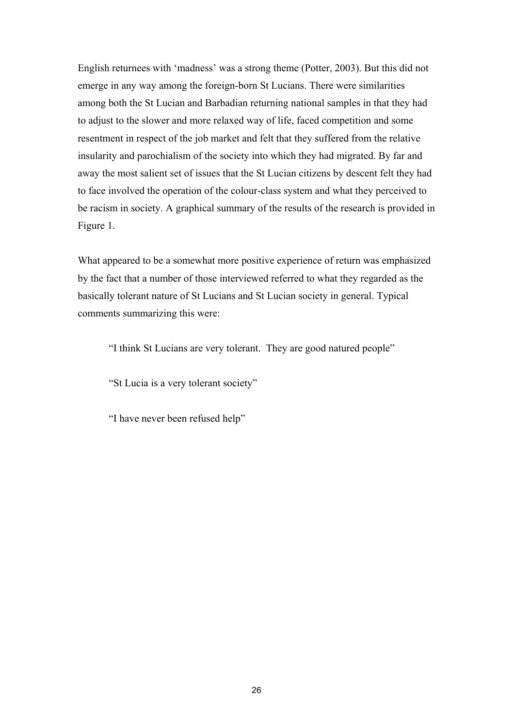English returnees with 'madness' was a strong theme (Potter, 2003). But this did not emerge in any way among the foreign-born St Lucians. There were similarities among both the St Lucian and Barbadian returning national samples in that they had to adjust to the slower and more relaxed way of life, faced competition and some resentment in respect of the job market and felt that they suffered from the relative insularity and parochialism of the society into which they had migrated. By far and away the most salient set of issues that the St Lucian citizens by descent felt they had to face involved the operation of the colour-class system and what they perceived to be racism in society. A graphical summary of the results of the research is provided in Figure 1.

What appeared to be a somewhat more positive experience of return was emphasized by the fact that a number of those interviewed referred to what they regarded as the basically tolerant nature of St Lucians and St Lucian society in general. Typical comments summarizing this were:

> "I think St Lucians are very tolerant. They are good natured people"

> "St Lucia is a very tolerant society"

> "I have never been refused help"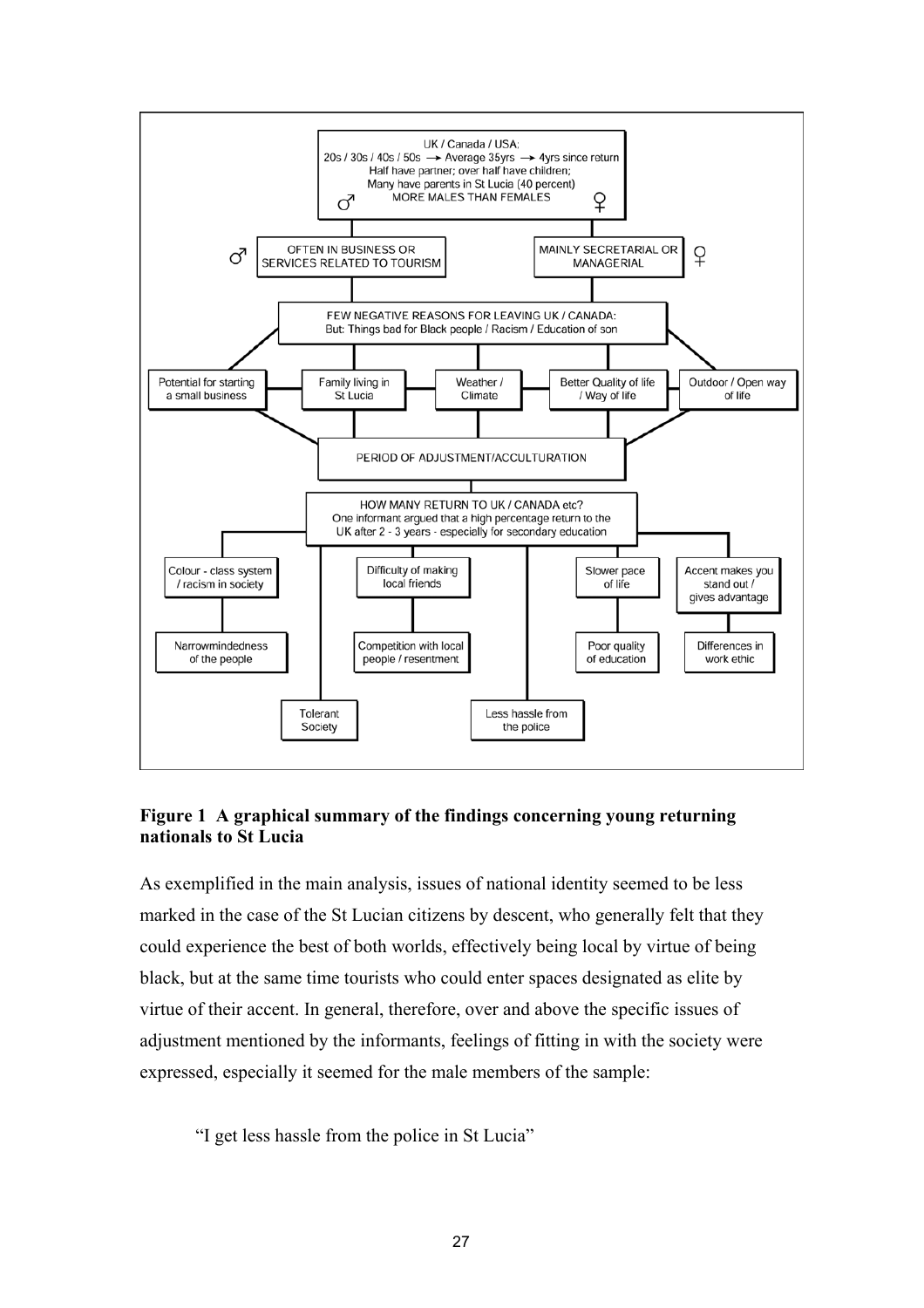UK / Canada / USA:
20s / 30s / 40s / 50s → Average 35yrs → 4yrs since return
Half have partner; over half have children;
Many have parents in St Lucia (40 percent)
♂ MORE MALES THAN FEMALES ♀

♂ OFTEN IN BUSINESS OR SERVICES RELATED TO TOURISM

MAINLY SECRETARIAL OR MANAGERIAL ♀

FEW NEGATIVE REASONS FOR LEAVING UK / CANADA:
But: Things bad for Black people / Racism / Education of son

Potential for starting a small business | Family living in St Lucia | Weather / Climate | Better Quality of life / Way of life | Outdoor / Open way of life

PERIOD OF ADJUSTMENT/ACCULTURATION

HOW MANY RETURN TO UK / CANADA etc?
One informant argued that a high percentage return to the UK after 2 - 3 years - especially for secondary education

Colour - class system / racism in society | Difficulty of making local friends | Slower pace of life | Accent makes you stand out / gives advantage

Narrowmindedness of the people | Competition with local people / resentment | Poor quality of education | Differences in work ethic

Tolerant Society | Less hassle from the police

**Figure 1 A graphical summary of the findings concerning young returning nationals to St Lucia**

As exemplified in the main analysis, issues of national identity seemed to be less marked in the case of the St Lucian citizens by descent, who generally felt that they could experience the best of both worlds, effectively being local by virtue of being black, but at the same time tourists who could enter spaces designated as elite by virtue of their accent. In general, therefore, over and above the specific issues of adjustment mentioned by the informants, feelings of fitting in with the society were expressed, especially it seemed for the male members of the sample:

> "I get less hassle from the police in St Lucia"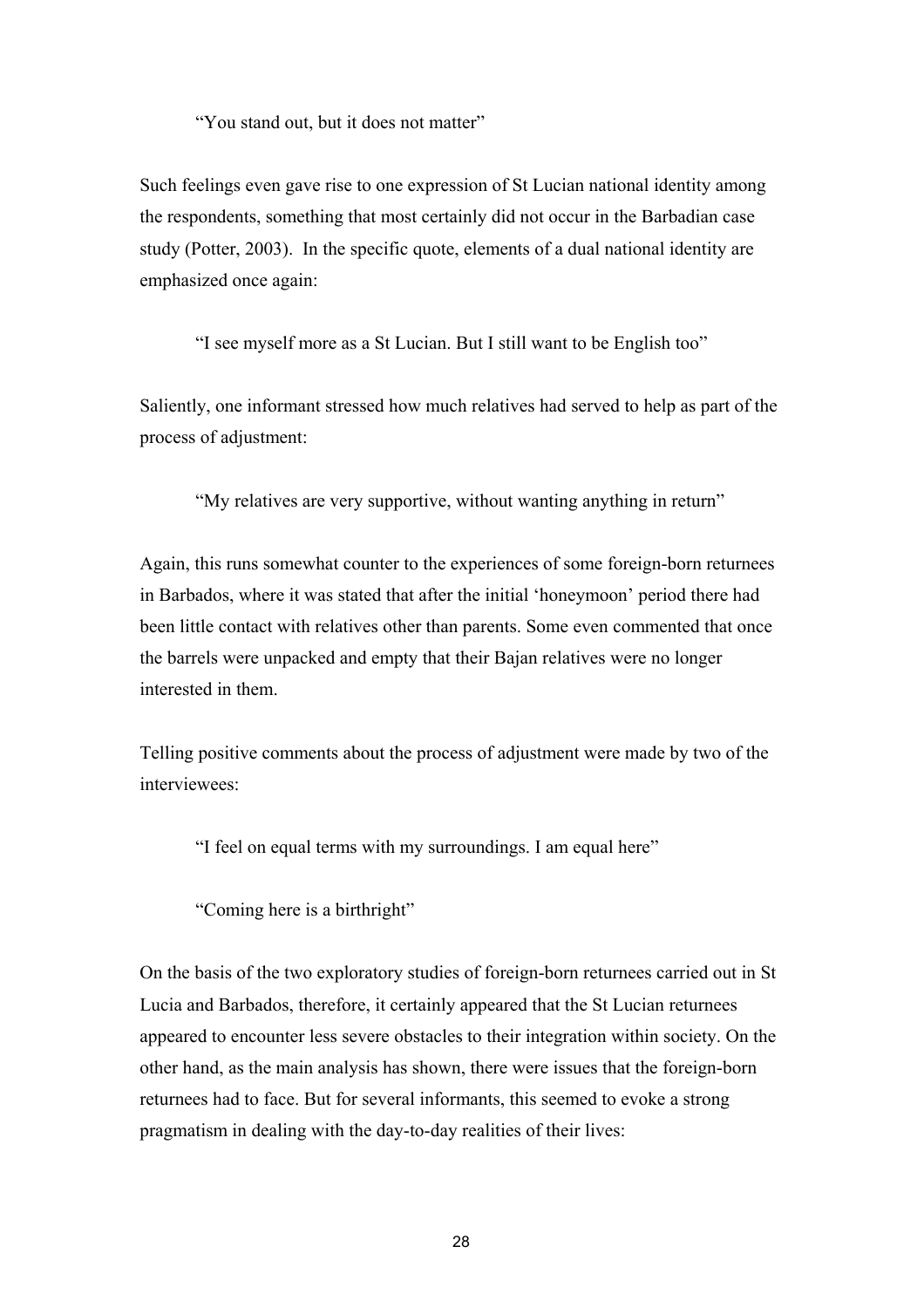> "You stand out, but it does not matter"

Such feelings even gave rise to one expression of St Lucian national identity among the respondents, something that most certainly did not occur in the Barbadian case study (Potter, 2003). In the specific quote, elements of a dual national identity are emphasized once again:

> "I see myself more as a St Lucian. But I still want to be English too"

Saliently, one informant stressed how much relatives had served to help as part of the process of adjustment:

> "My relatives are very supportive, without wanting anything in return"

Again, this runs somewhat counter to the experiences of some foreign-born returnees in Barbados, where it was stated that after the initial 'honeymoon' period there had been little contact with relatives other than parents. Some even commented that once the barrels were unpacked and empty that their Bajan relatives were no longer interested in them.

Telling positive comments about the process of adjustment were made by two of the interviewees:

> "I feel on equal terms with my surroundings. I am equal here"

> "Coming here is a birthright"

On the basis of the two exploratory studies of foreign-born returnees carried out in St Lucia and Barbados, therefore, it certainly appeared that the St Lucian returnees appeared to encounter less severe obstacles to their integration within society. On the other hand, as the main analysis has shown, there were issues that the foreign-born returnees had to face. But for several informants, this seemed to evoke a strong pragmatism in dealing with the day-to-day realities of their lives: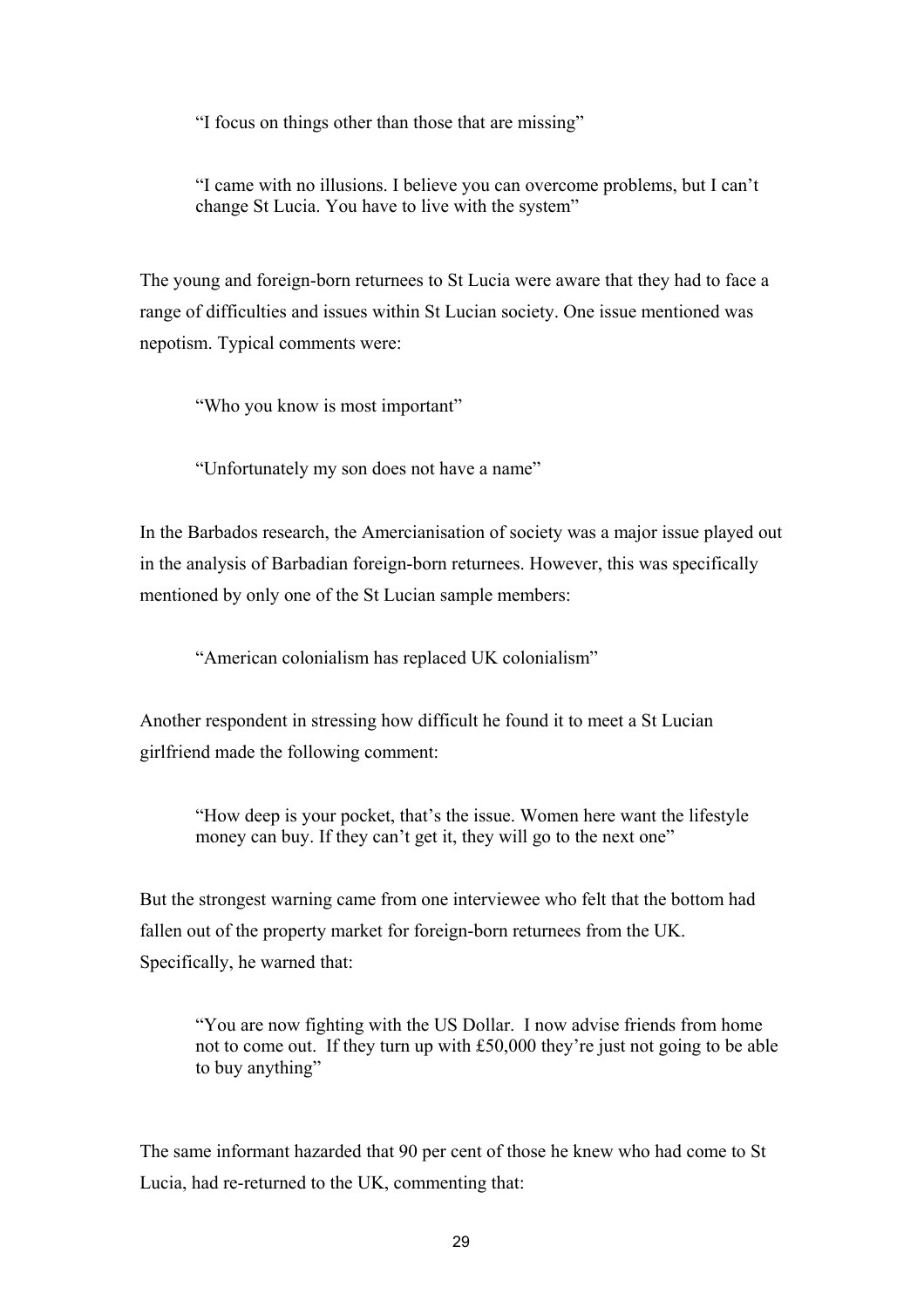> "I focus on things other than those that are missing"

> "I came with no illusions. I believe you can overcome problems, but I can't change St Lucia. You have to live with the system"

The young and foreign-born returnees to St Lucia were aware that they had to face a range of difficulties and issues within St Lucian society. One issue mentioned was nepotism. Typical comments were:

> "Who you know is most important"

> "Unfortunately my son does not have a name"

In the Barbados research, the Amercianisation of society was a major issue played out in the analysis of Barbadian foreign-born returnees. However, this was specifically mentioned by only one of the St Lucian sample members:

> "American colonialism has replaced UK colonialism"

Another respondent in stressing how difficult he found it to meet a St Lucian girlfriend made the following comment:

> "How deep is your pocket, that's the issue. Women here want the lifestyle money can buy. If they can't get it, they will go to the next one"

But the strongest warning came from one interviewee who felt that the bottom had fallen out of the property market for foreign-born returnees from the UK. Specifically, he warned that:

> "You are now fighting with the US Dollar. I now advise friends from home not to come out. If they turn up with £50,000 they're just not going to be able to buy anything"

The same informant hazarded that 90 per cent of those he knew who had come to St Lucia, had re-returned to the UK, commenting that: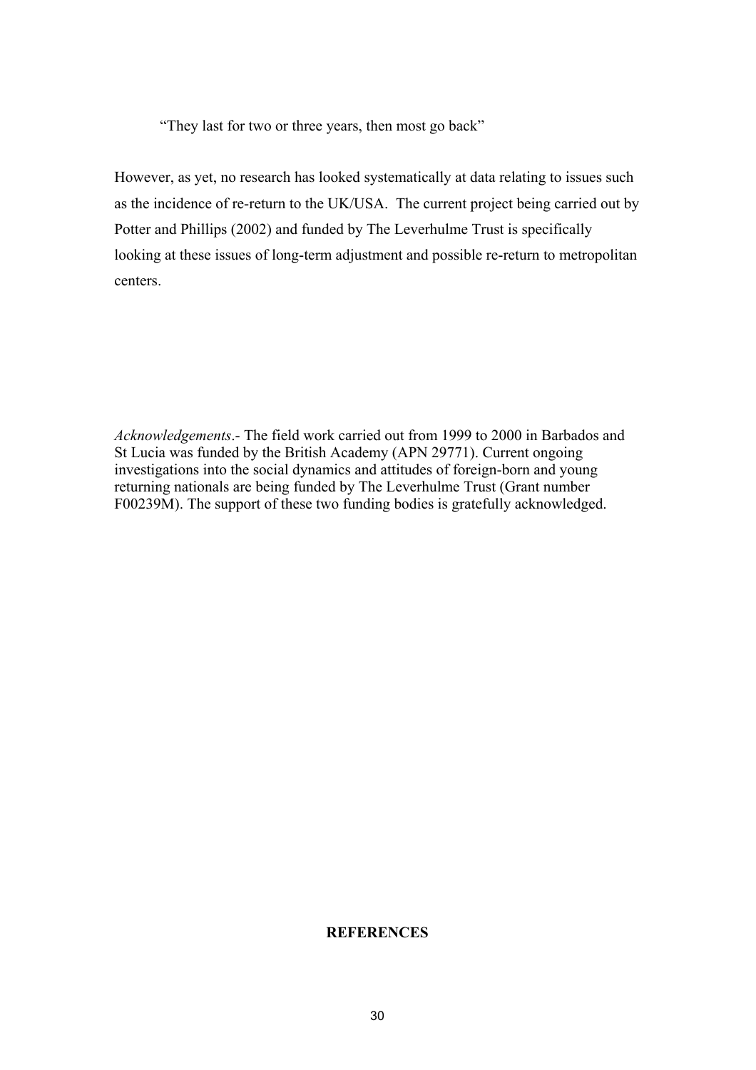> "They last for two or three years, then most go back"

However, as yet, no research has looked systematically at data relating to issues such as the incidence of re-return to the UK/USA. The current project being carried out by Potter and Phillips (2002) and funded by The Leverhulme Trust is specifically looking at these issues of long-term adjustment and possible re-return to metropolitan centers.

*Acknowledgements*.- The field work carried out from 1999 to 2000 in Barbados and St Lucia was funded by the British Academy (APN 29771). Current ongoing investigations into the social dynamics and attitudes of foreign-born and young returning nationals are being funded by The Leverhulme Trust (Grant number F00239M). The support of these two funding bodies is gratefully acknowledged.

## REFERENCES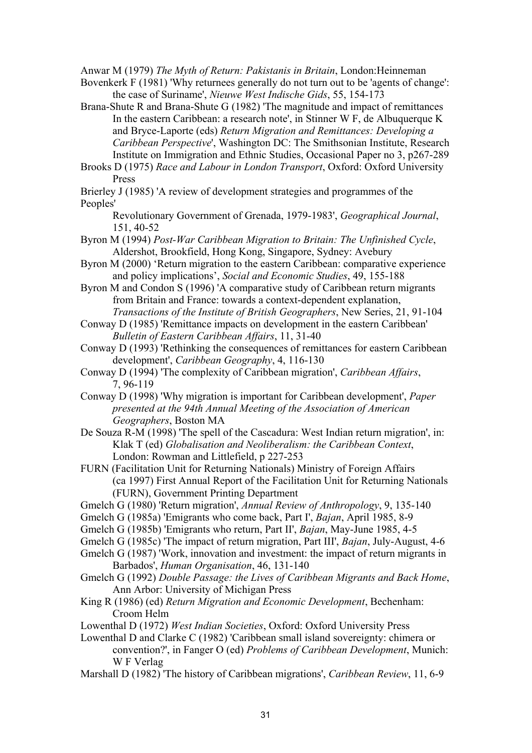Anwar M (1979) *The Myth of Return: Pakistanis in Britain*, London:Heinneman

Bovenkerk F (1981) 'Why returnees generally do not turn out to be 'agents of change': the case of Suriname', *Nieuwe West Indische Gids*, 55, 154-173

Brana-Shute R and Brana-Shute G (1982) 'The magnitude and impact of remittances In the eastern Caribbean: a research note', in Stinner W F, de Albuquerque K and Bryce-Laporte (eds) *Return Migration and Remittances: Developing a Caribbean Perspective*', Washington DC: The Smithsonian Institute, Research Institute on Immigration and Ethnic Studies, Occasional Paper no 3, p267-289

Brooks D (1975) *Race and Labour in London Transport*, Oxford: Oxford University Press

Brierley J (1985) 'A review of development strategies and programmes of the Peoples' Revolutionary Government of Grenada, 1979-1983', *Geographical Journal*, 151, 40-52

Byron M (1994) *Post-War Caribbean Migration to Britain: The Unfinished Cycle*, Aldershot, Brookfield, Hong Kong, Singapore, Sydney: Avebury

Byron M (2000) 'Return migration to the eastern Caribbean: comparative experience and policy implications', *Social and Economic Studies*, 49, 155-188

Byron M and Condon S (1996) 'A comparative study of Caribbean return migrants from Britain and France: towards a context-dependent explanation, *Transactions of the Institute of British Geographers*, New Series, 21, 91-104

Conway D (1985) 'Remittance impacts on development in the eastern Caribbean' *Bulletin of Eastern Caribbean Affairs*, 11, 31-40

Conway D (1993) 'Rethinking the consequences of remittances for eastern Caribbean development', *Caribbean Geography*, 4, 116-130

Conway D (1994) 'The complexity of Caribbean migration', *Caribbean Affairs*, 7, 96-119

Conway D (1998) 'Why migration is important for Caribbean development', *Paper presented at the 94th Annual Meeting of the Association of American Geographers*, Boston MA

De Souza R-M (1998) 'The spell of the Cascadura: West Indian return migration', in: Klak T (ed) *Globalisation and Neoliberalism: the Caribbean Context*, London: Rowman and Littlefield, p 227-253

FURN (Facilitation Unit for Returning Nationals) Ministry of Foreign Affairs (ca 1997) First Annual Report of the Facilitation Unit for Returning Nationals (FURN), Government Printing Department

Gmelch G (1980) 'Return migration', *Annual Review of Anthropology*, 9, 135-140

Gmelch G (1985a) 'Emigrants who come back, Part I', *Bajan*, April 1985, 8-9

Gmelch G (1985b) 'Emigrants who return, Part II', *Bajan*, May-June 1985, 4-5

Gmelch G (1985c) 'The impact of return migration, Part III', *Bajan*, July-August, 4-6

Gmelch G (1987) 'Work, innovation and investment: the impact of return migrants in Barbados', *Human Organisation*, 46, 131-140

Gmelch G (1992) *Double Passage: the Lives of Caribbean Migrants and Back Home*, Ann Arbor: University of Michigan Press

King R (1986) (ed) *Return Migration and Economic Development*, Bechenham: Croom Helm

Lowenthal D (1972) *West Indian Societies*, Oxford: Oxford University Press

Lowenthal D and Clarke C (1982) 'Caribbean small island sovereignty: chimera or convention?', in Fanger O (ed) *Problems of Caribbean Development*, Munich: W F Verlag

Marshall D (1982) 'The history of Caribbean migrations', *Caribbean Review*, 11, 6-9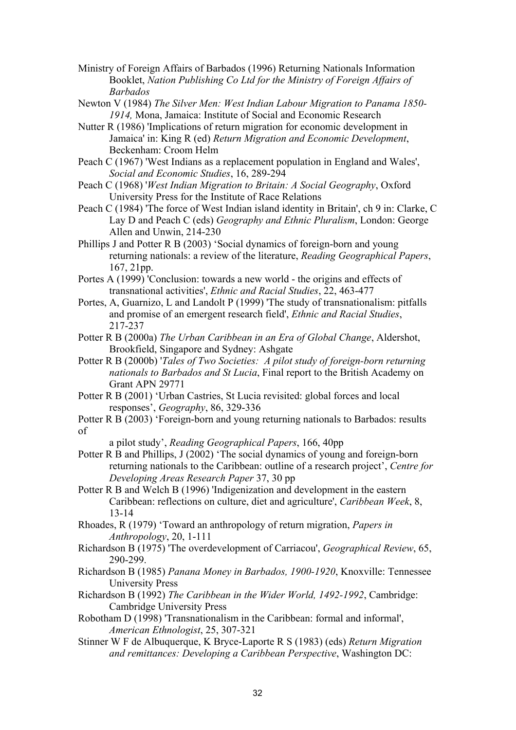Ministry of Foreign Affairs of Barbados (1996) Returning Nationals Information Booklet, *Nation Publishing Co Ltd for the Ministry of Foreign Affairs of Barbados*

Newton V (1984) *The Silver Men: West Indian Labour Migration to Panama 1850-1914,* Mona, Jamaica: Institute of Social and Economic Research

Nutter R (1986) 'Implications of return migration for economic development in Jamaica' in: King R (ed) *Return Migration and Economic Development*, Beckenham: Croom Helm

Peach C (1967) 'West Indians as a replacement population in England and Wales', *Social and Economic Studies*, 16, 289-294

Peach C (1968) '*West Indian Migration to Britain: A Social Geography*, Oxford University Press for the Institute of Race Relations

Peach C (1984) 'The force of West Indian island identity in Britain', ch 9 in: Clarke, C Lay D and Peach C (eds) *Geography and Ethnic Pluralism*, London: George Allen and Unwin, 214-230

Phillips J and Potter R B (2003) 'Social dynamics of foreign-born and young returning nationals: a review of the literature, *Reading Geographical Papers*, 167, 21pp.

Portes A (1999) 'Conclusion: towards a new world - the origins and effects of transnational activities', *Ethnic and Racial Studies*, 22, 463-477

Portes, A, Guarnizo, L and Landolt P (1999) 'The study of transnationalism: pitfalls and promise of an emergent research field', *Ethnic and Racial Studies*, 217-237

Potter R B (2000a) *The Urban Caribbean in an Era of Global Change*, Aldershot, Brookfield, Singapore and Sydney: Ashgate

Potter R B (2000b) '*Tales of Two Societies: A pilot study of foreign-born returning nationals to Barbados and St Lucia*, Final report to the British Academy on Grant APN 29771

Potter R B (2001) 'Urban Castries, St Lucia revisited: global forces and local responses', *Geography*, 86, 329-336

Potter R B (2003) 'Foreign-born and young returning nationals to Barbados: results of a pilot study', *Reading Geographical Papers*, 166, 40pp

Potter R B and Phillips, J (2002) 'The social dynamics of young and foreign-born returning nationals to the Caribbean: outline of a research project', *Centre for Developing Areas Research Paper* 37, 30 pp

Potter R B and Welch B (1996) 'Indigenization and development in the eastern Caribbean: reflections on culture, diet and agriculture', *Caribbean Week*, 8, 13-14

Rhoades, R (1979) 'Toward an anthropology of return migration, *Papers in Anthropology*, 20, 1-111

Richardson B (1975) 'The overdevelopment of Carriacou', *Geographical Review*, 65, 290-299.

Richardson B (1985) *Panana Money in Barbados, 1900-1920*, Knoxville: Tennessee University Press

Richardson B (1992) *The Caribbean in the Wider World, 1492-1992*, Cambridge: Cambridge University Press

Robotham D (1998) 'Transnationalism in the Caribbean: formal and informal', *American Ethnologist*, 25, 307-321

Stinner W F de Albuquerque, K Bryce-Laporte R S (1983) (eds) *Return Migration and remittances: Developing a Caribbean Perspective*, Washington DC: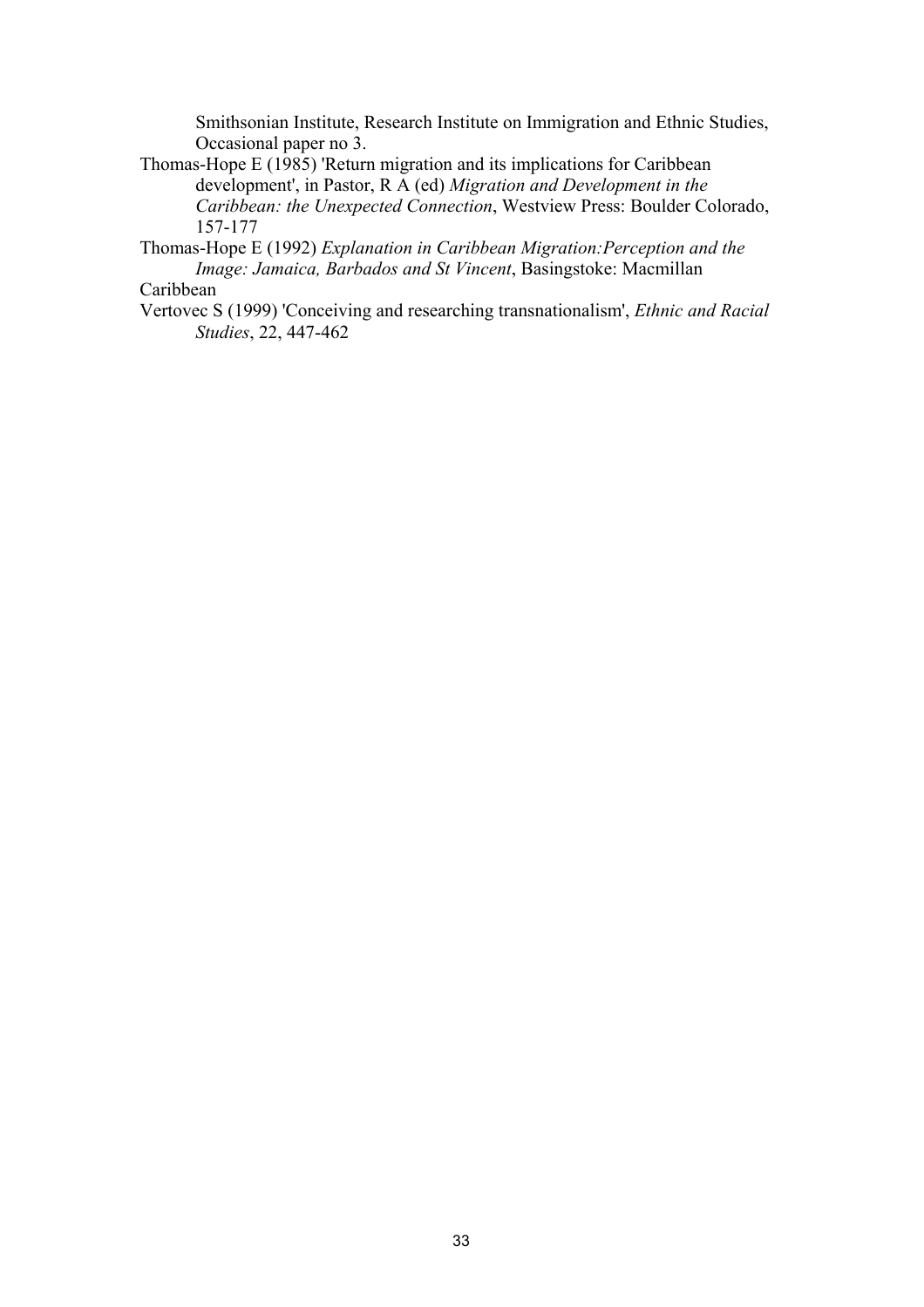Smithsonian Institute, Research Institute on Immigration and Ethnic Studies, Occasional paper no 3.

Thomas-Hope E (1985) 'Return migration and its implications for Caribbean development', in Pastor, R A (ed) *Migration and Development in the Caribbean: the Unexpected Connection*, Westview Press: Boulder Colorado, 157-177

Thomas-Hope E (1992) *Explanation in Caribbean Migration:Perception and the Image: Jamaica, Barbados and St Vincent*, Basingstoke: Macmillan Caribbean

Vertovec S (1999) 'Conceiving and researching transnationalism', *Ethnic and Racial Studies*, 22, 447-462